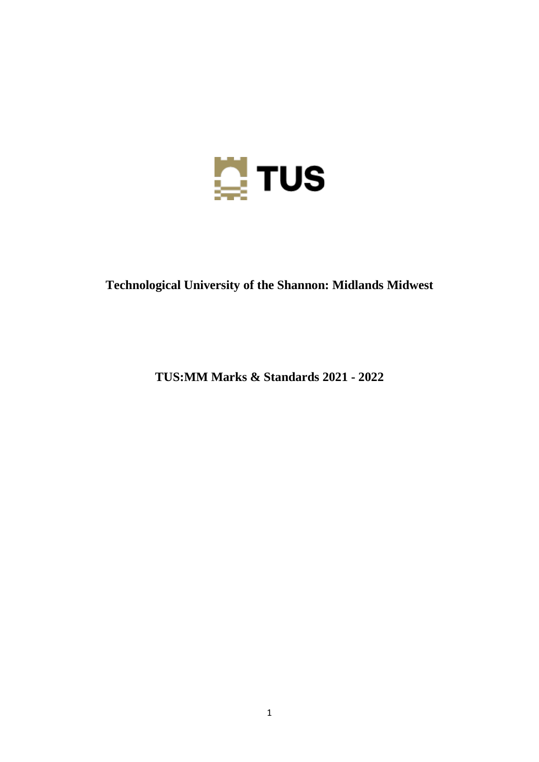# Technological University of the Shannon: Midlands Midwest

## TUS:MM Marks & Standards 2021 - 2022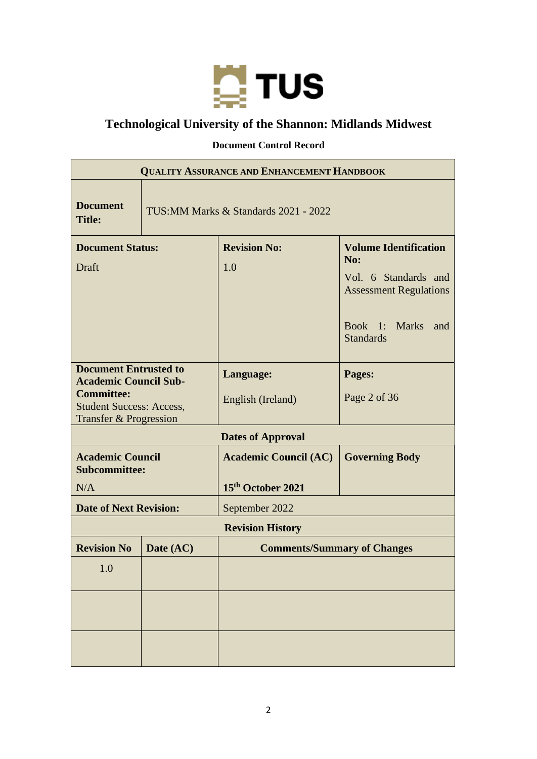# Technological University of the Shannon: Midlands Midwest

**Document Control Record**

| **QUALITY ASSURANCE AND ENHANCEMENT HANDBOOK** | | | | |
|---|---|---|---|---|
| **Document Title:** | TUS:MM Marks & Standards 2021 - 2022 | | | |
| **Document Status:** Draft | | **Revision No:** 1.0 | **Volume Identification No:** Vol. 6 Standards and Assessment Regulations<br><br>Book 1: Marks and Standards | |
| **Document Entrusted to Academic Council Sub-Committee:** Student Success: Access, Transfer & Progression | | **Language:** English (Ireland) | **Pages:** Page 2 of 36 | |
| **Dates of Approval** | | | | |
| **Academic Council Subcommittee:** N/A | | **Academic Council (AC)** **15th October 2021** | **Governing Body** | |
| **Date of Next Revision:** | | September 2022 | | |
| **Revision History** | | | | |
| **Revision No** | **Date (AC)** | **Comments/Summary of Changes** | | |
| 1.0 | | | | |
| | | | | |
| | | | | |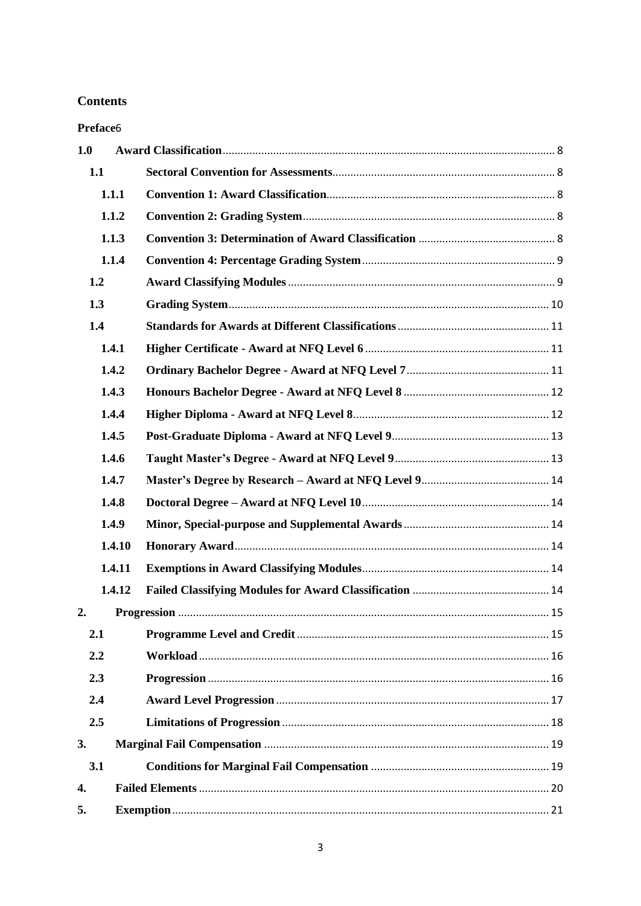# Contents

**Preface**6

| | | |
|---|---|---|
| **1.0** | **Award Classification** | 8 |
| **1.1** | **Sectoral Convention for Assessments** | 8 |
| **1.1.1** | **Convention 1: Award Classification** | 8 |
| **1.1.2** | **Convention 2: Grading System** | 8 |
| **1.1.3** | **Convention 3: Determination of Award Classification** | 8 |
| **1.1.4** | **Convention 4: Percentage Grading System** | 9 |
| **1.2** | **Award Classifying Modules** | 9 |
| **1.3** | **Grading System** | 10 |
| **1.4** | **Standards for Awards at Different Classifications** | 11 |
| **1.4.1** | **Higher Certificate - Award at NFQ Level 6** | 11 |
| **1.4.2** | **Ordinary Bachelor Degree - Award at NFQ Level 7** | 11 |
| **1.4.3** | **Honours Bachelor Degree - Award at NFQ Level 8** | 12 |
| **1.4.4** | **Higher Diploma - Award at NFQ Level 8** | 12 |
| **1.4.5** | **Post-Graduate Diploma - Award at NFQ Level 9** | 13 |
| **1.4.6** | **Taught Master's Degree - Award at NFQ Level 9** | 13 |
| **1.4.7** | **Master's Degree by Research – Award at NFQ Level 9** | 14 |
| **1.4.8** | **Doctoral Degree – Award at NFQ Level 10** | 14 |
| **1.4.9** | **Minor, Special-purpose and Supplemental Awards** | 14 |
| **1.4.10** | **Honorary Award** | 14 |
| **1.4.11** | **Exemptions in Award Classifying Modules** | 14 |
| **1.4.12** | **Failed Classifying Modules for Award Classification** | 14 |
| **2.** | **Progression** | 15 |
| **2.1** | **Programme Level and Credit** | 15 |
| **2.2** | **Workload** | 16 |
| **2.3** | **Progression** | 16 |
| **2.4** | **Award Level Progression** | 17 |
| **2.5** | **Limitations of Progression** | 18 |
| **3.** | **Marginal Fail Compensation** | 19 |
| **3.1** | **Conditions for Marginal Fail Compensation** | 19 |
| **4.** | **Failed Elements** | 20 |
| **5.** | **Exemption** | 21 |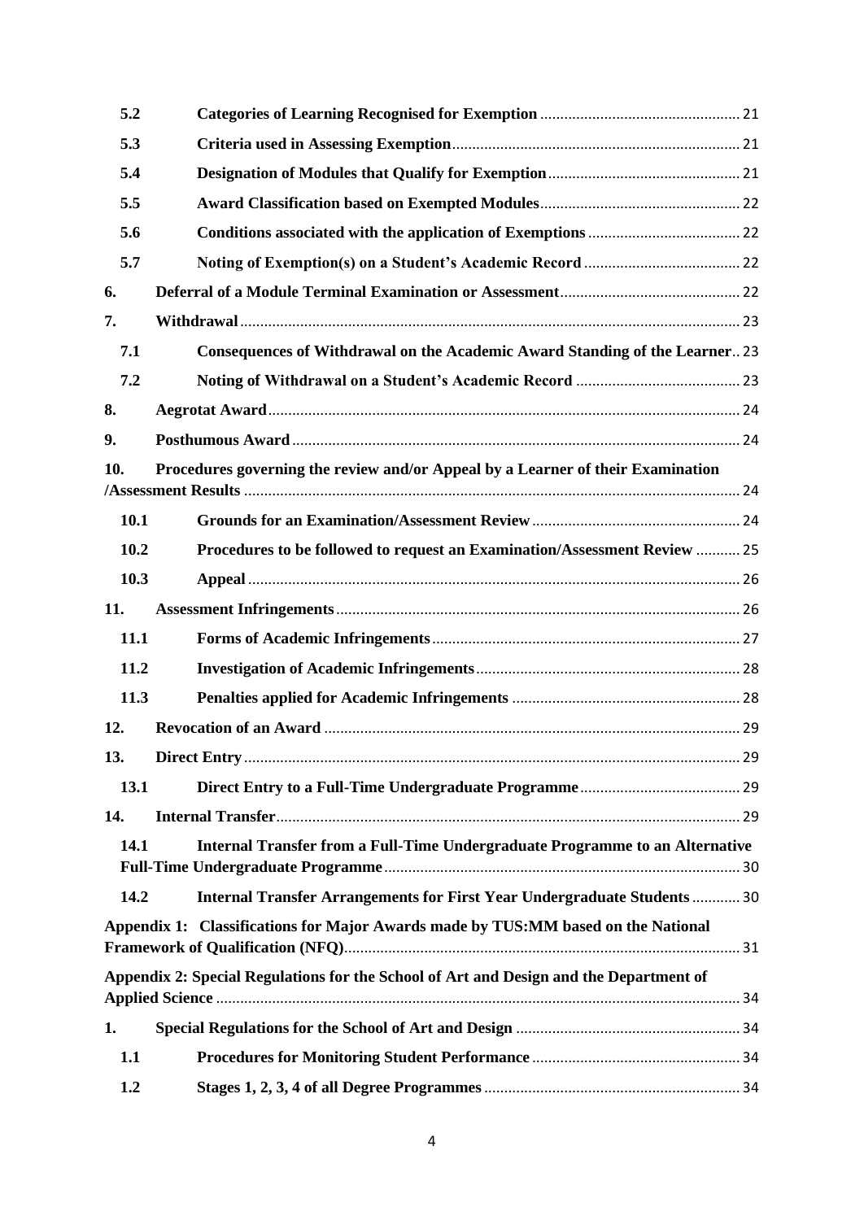| | | |
|---|---|---|
| **5.2** | **Categories of Learning Recognised for Exemption** | 21 |
| **5.3** | **Criteria used in Assessing Exemption** | 21 |
| **5.4** | **Designation of Modules that Qualify for Exemption** | 21 |
| **5.5** | **Award Classification based on Exempted Modules** | 22 |
| **5.6** | **Conditions associated with the application of Exemptions** | 22 |
| **5.7** | **Noting of Exemption(s) on a Student's Academic Record** | 22 |
| **6.** | **Deferral of a Module Terminal Examination or Assessment** | 22 |
| **7.** | **Withdrawal** | 23 |
| **7.1** | **Consequences of Withdrawal on the Academic Award Standing of the Learner** | 23 |
| **7.2** | **Noting of Withdrawal on a Student's Academic Record** | 23 |
| **8.** | **Aegrotat Award** | 24 |
| **9.** | **Posthumous Award** | 24 |
| **10.** | **Procedures governing the review and/or Appeal by a Learner of their Examination /Assessment Results** | 24 |
| **10.1** | **Grounds for an Examination/Assessment Review** | 24 |
| **10.2** | **Procedures to be followed to request an Examination/Assessment Review** | 25 |
| **10.3** | **Appeal** | 26 |
| **11.** | **Assessment Infringements** | 26 |
| **11.1** | **Forms of Academic Infringements** | 27 |
| **11.2** | **Investigation of Academic Infringements** | 28 |
| **11.3** | **Penalties applied for Academic Infringements** | 28 |
| **12.** | **Revocation of an Award** | 29 |
| **13.** | **Direct Entry** | 29 |
| **13.1** | **Direct Entry to a Full-Time Undergraduate Programme** | 29 |
| **14.** | **Internal Transfer** | 29 |
| **14.1** | **Internal Transfer from a Full-Time Undergraduate Programme to an Alternative Full-Time Undergraduate Programme** | 30 |
| **14.2** | **Internal Transfer Arrangements for First Year Undergraduate Students** | 30 |
| | **Appendix 1: Classifications for Major Awards made by TUS:MM based on the National Framework of Qualification (NFQ)** | 31 |
| | **Appendix 2: Special Regulations for the School of Art and Design and the Department of Applied Science** | 34 |
| **1.** | **Special Regulations for the School of Art and Design** | 34 |
| **1.1** | **Procedures for Monitoring Student Performance** | 34 |
| **1.2** | **Stages 1, 2, 3, 4 of all Degree Programmes** | 34 |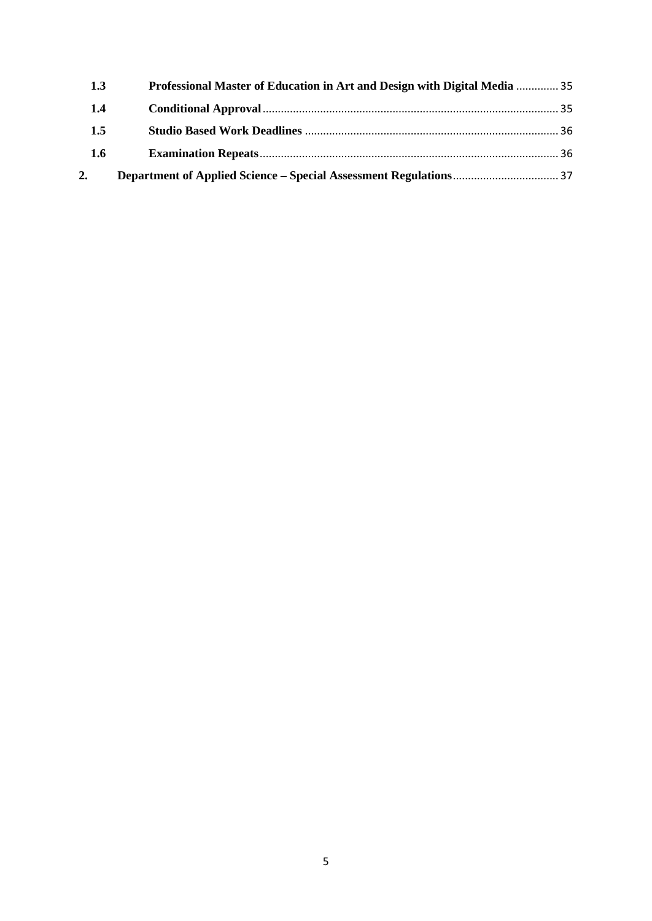| | | |
|---|---|---|
| **1.3** | **Professional Master of Education in Art and Design with Digital Media** | 35 |
| **1.4** | **Conditional Approval** | 35 |
| **1.5** | **Studio Based Work Deadlines** | 36 |
| **1.6** | **Examination Repeats** | 36 |
| **2.** | **Department of Applied Science – Special Assessment Regulations** | 37 |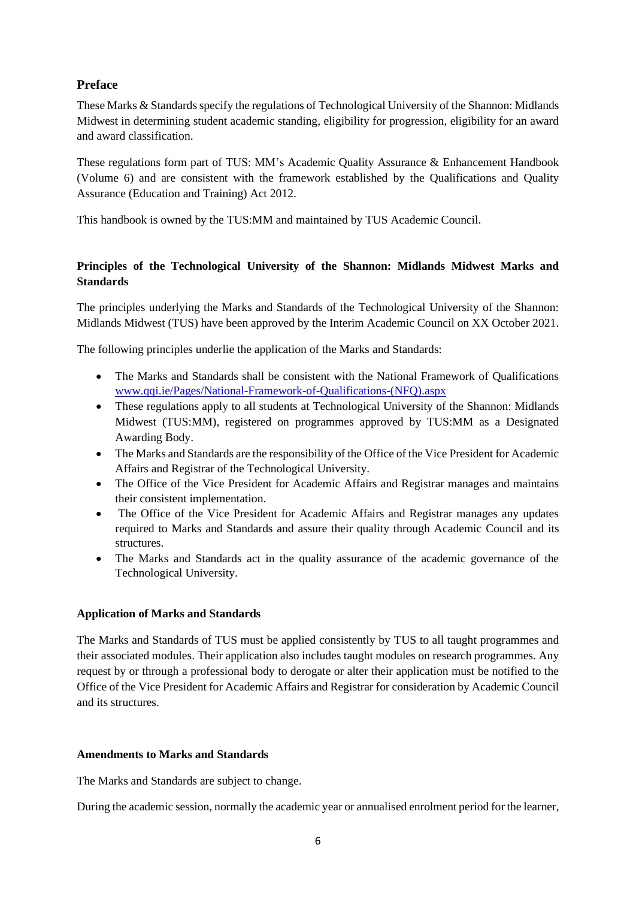## Preface

These Marks & Standards specify the regulations of Technological University of the Shannon: Midlands Midwest in determining student academic standing, eligibility for progression, eligibility for an award and award classification.

These regulations form part of TUS: MM's Academic Quality Assurance & Enhancement Handbook (Volume 6) and are consistent with the framework established by the Qualifications and Quality Assurance (Education and Training) Act 2012.

This handbook is owned by the TUS:MM and maintained by TUS Academic Council.

### Principles of the Technological University of the Shannon: Midlands Midwest Marks and Standards

The principles underlying the Marks and Standards of the Technological University of the Shannon: Midlands Midwest (TUS) have been approved by the Interim Academic Council on XX October 2021.

The following principles underlie the application of the Marks and Standards:

- The Marks and Standards shall be consistent with the National Framework of Qualifications [www.qqi.ie/Pages/National-Framework-of-Qualifications-(NFQ).aspx](www.qqi.ie/Pages/National-Framework-of-Qualifications-(NFQ).aspx)
- These regulations apply to all students at Technological University of the Shannon: Midlands Midwest (TUS:MM), registered on programmes approved by TUS:MM as a Designated Awarding Body.
- The Marks and Standards are the responsibility of the Office of the Vice President for Academic Affairs and Registrar of the Technological University.
- The Office of the Vice President for Academic Affairs and Registrar manages and maintains their consistent implementation.
- The Office of the Vice President for Academic Affairs and Registrar manages any updates required to Marks and Standards and assure their quality through Academic Council and its structures.
- The Marks and Standards act in the quality assurance of the academic governance of the Technological University.

### Application of Marks and Standards

The Marks and Standards of TUS must be applied consistently by TUS to all taught programmes and their associated modules. Their application also includes taught modules on research programmes. Any request by or through a professional body to derogate or alter their application must be notified to the Office of the Vice President for Academic Affairs and Registrar for consideration by Academic Council and its structures.

### Amendments to Marks and Standards

The Marks and Standards are subject to change.

During the academic session, normally the academic year or annualised enrolment period for the learner,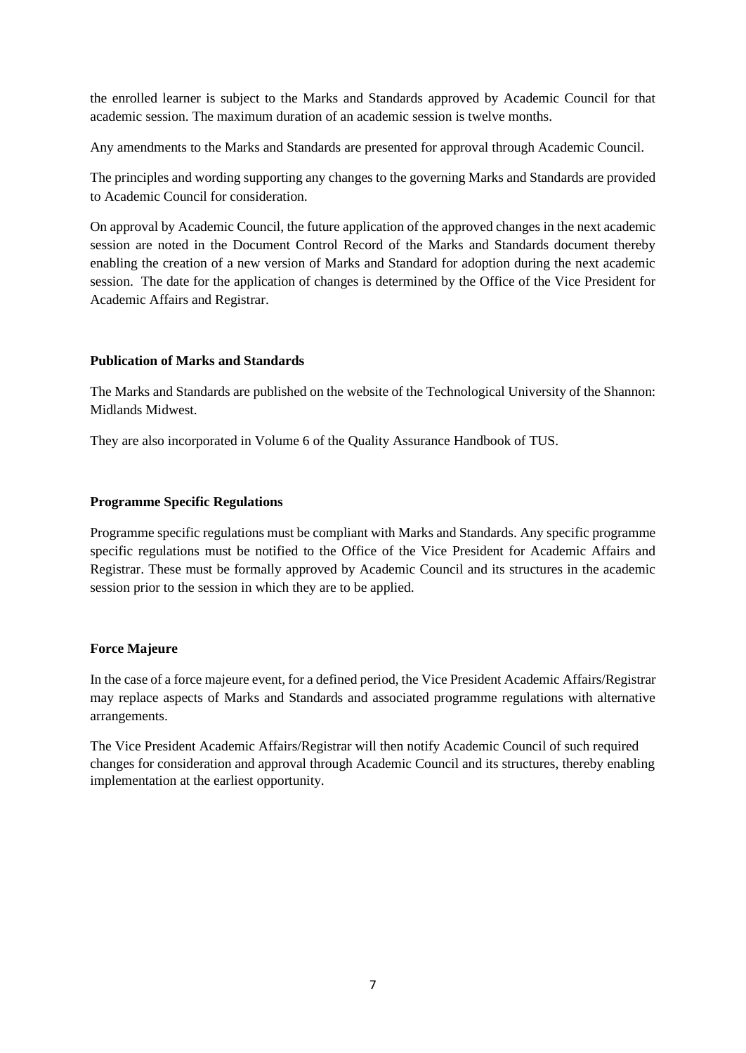the enrolled learner is subject to the Marks and Standards approved by Academic Council for that academic session. The maximum duration of an academic session is twelve months.

Any amendments to the Marks and Standards are presented for approval through Academic Council.

The principles and wording supporting any changes to the governing Marks and Standards are provided to Academic Council for consideration.

On approval by Academic Council, the future application of the approved changes in the next academic session are noted in the Document Control Record of the Marks and Standards document thereby enabling the creation of a new version of Marks and Standard for adoption during the next academic session. The date for the application of changes is determined by the Office of the Vice President for Academic Affairs and Registrar.

**Publication of Marks and Standards**

The Marks and Standards are published on the website of the Technological University of the Shannon: Midlands Midwest.

They are also incorporated in Volume 6 of the Quality Assurance Handbook of TUS.

**Programme Specific Regulations**

Programme specific regulations must be compliant with Marks and Standards. Any specific programme specific regulations must be notified to the Office of the Vice President for Academic Affairs and Registrar. These must be formally approved by Academic Council and its structures in the academic session prior to the session in which they are to be applied.

**Force Majeure**

In the case of a force majeure event, for a defined period, the Vice President Academic Affairs/Registrar may replace aspects of Marks and Standards and associated programme regulations with alternative arrangements.

The Vice President Academic Affairs/Registrar will then notify Academic Council of such required changes for consideration and approval through Academic Council and its structures, thereby enabling implementation at the earliest opportunity.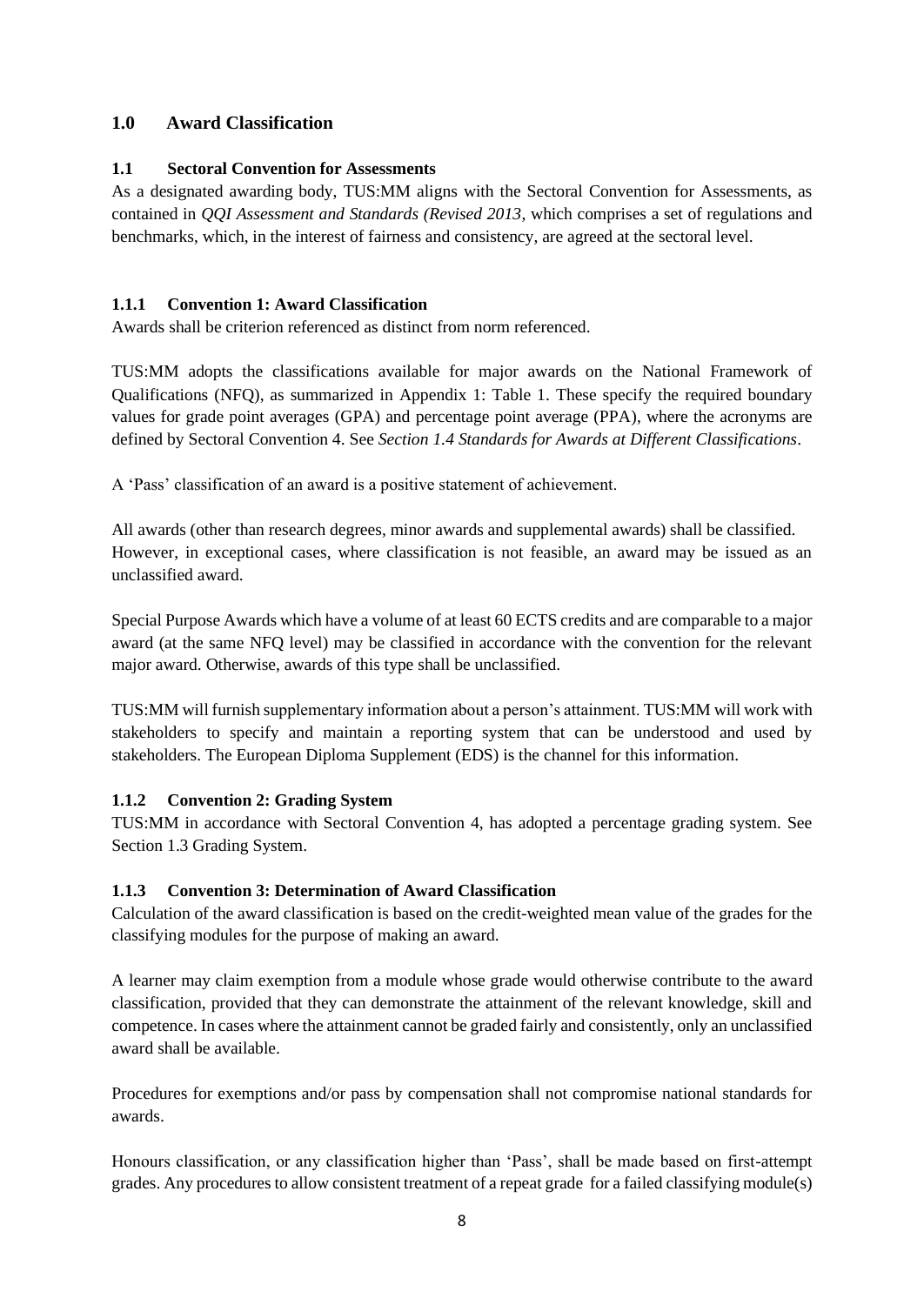## 1.0 Award Classification

### 1.1 Sectoral Convention for Assessments

As a designated awarding body, TUS:MM aligns with the Sectoral Convention for Assessments, as contained in *QQI Assessment and Standards (Revised 2013*, which comprises a set of regulations and benchmarks, which, in the interest of fairness and consistency, are agreed at the sectoral level.

#### 1.1.1 Convention 1: Award Classification

Awards shall be criterion referenced as distinct from norm referenced.

TUS:MM adopts the classifications available for major awards on the National Framework of Qualifications (NFQ), as summarized in Appendix 1: Table 1. These specify the required boundary values for grade point averages (GPA) and percentage point average (PPA), where the acronyms are defined by Sectoral Convention 4. See *Section 1.4 Standards for Awards at Different Classifications*.

A 'Pass' classification of an award is a positive statement of achievement.

All awards (other than research degrees, minor awards and supplemental awards) shall be classified. However, in exceptional cases, where classification is not feasible, an award may be issued as an unclassified award.

Special Purpose Awards which have a volume of at least 60 ECTS credits and are comparable to a major award (at the same NFQ level) may be classified in accordance with the convention for the relevant major award. Otherwise, awards of this type shall be unclassified.

TUS:MM will furnish supplementary information about a person's attainment. TUS:MM will work with stakeholders to specify and maintain a reporting system that can be understood and used by stakeholders. The European Diploma Supplement (EDS) is the channel for this information.

#### 1.1.2 Convention 2: Grading System

TUS:MM in accordance with Sectoral Convention 4, has adopted a percentage grading system. See Section 1.3 Grading System.

#### 1.1.3 Convention 3: Determination of Award Classification

Calculation of the award classification is based on the credit-weighted mean value of the grades for the classifying modules for the purpose of making an award.

A learner may claim exemption from a module whose grade would otherwise contribute to the award classification, provided that they can demonstrate the attainment of the relevant knowledge, skill and competence. In cases where the attainment cannot be graded fairly and consistently, only an unclassified award shall be available.

Procedures for exemptions and/or pass by compensation shall not compromise national standards for awards.

Honours classification, or any classification higher than 'Pass', shall be made based on first-attempt grades. Any procedures to allow consistent treatment of a repeat grade for a failed classifying module(s)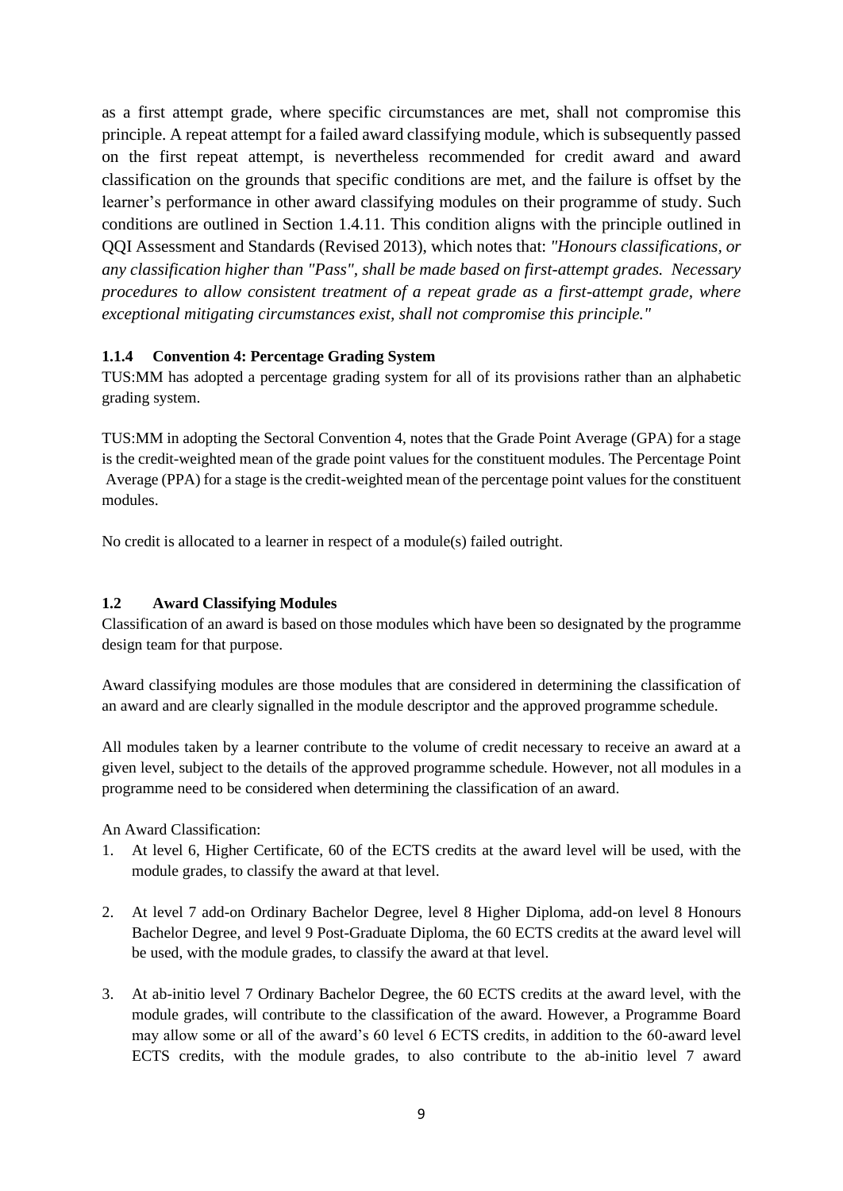as a first attempt grade, where specific circumstances are met, shall not compromise this principle. A repeat attempt for a failed award classifying module, which is subsequently passed on the first repeat attempt, is nevertheless recommended for credit award and award classification on the grounds that specific conditions are met, and the failure is offset by the learner's performance in other award classifying modules on their programme of study. Such conditions are outlined in Section 1.4.11. This condition aligns with the principle outlined in QQI Assessment and Standards (Revised 2013), which notes that: *"Honours classifications, or any classification higher than "Pass", shall be made based on first-attempt grades. Necessary procedures to allow consistent treatment of a repeat grade as a first-attempt grade, where exceptional mitigating circumstances exist, shall not compromise this principle."*

### 1.1.4 Convention 4: Percentage Grading System

TUS:MM has adopted a percentage grading system for all of its provisions rather than an alphabetic grading system.

TUS:MM in adopting the Sectoral Convention 4, notes that the Grade Point Average (GPA) for a stage is the credit-weighted mean of the grade point values for the constituent modules. The Percentage Point Average (PPA) for a stage is the credit-weighted mean of the percentage point values for the constituent modules.

No credit is allocated to a learner in respect of a module(s) failed outright.

## 1.2 Award Classifying Modules

Classification of an award is based on those modules which have been so designated by the programme design team for that purpose.

Award classifying modules are those modules that are considered in determining the classification of an award and are clearly signalled in the module descriptor and the approved programme schedule.

All modules taken by a learner contribute to the volume of credit necessary to receive an award at a given level, subject to the details of the approved programme schedule. However, not all modules in a programme need to be considered when determining the classification of an award.

An Award Classification:

1. At level 6, Higher Certificate, 60 of the ECTS credits at the award level will be used, with the module grades, to classify the award at that level.

2. At level 7 add-on Ordinary Bachelor Degree, level 8 Higher Diploma, add-on level 8 Honours Bachelor Degree, and level 9 Post-Graduate Diploma, the 60 ECTS credits at the award level will be used, with the module grades, to classify the award at that level.

3. At ab-initio level 7 Ordinary Bachelor Degree, the 60 ECTS credits at the award level, with the module grades, will contribute to the classification of the award. However, a Programme Board may allow some or all of the award's 60 level 6 ECTS credits, in addition to the 60-award level ECTS credits, with the module grades, to also contribute to the ab-initio level 7 award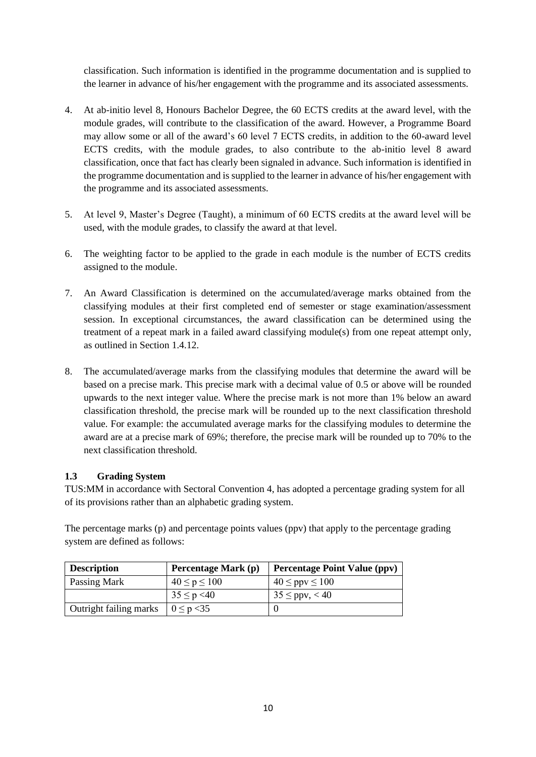classification. Such information is identified in the programme documentation and is supplied to the learner in advance of his/her engagement with the programme and its associated assessments.

4. At ab-initio level 8, Honours Bachelor Degree, the 60 ECTS credits at the award level, with the module grades, will contribute to the classification of the award. However, a Programme Board may allow some or all of the award's 60 level 7 ECTS credits, in addition to the 60-award level ECTS credits, with the module grades, to also contribute to the ab-initio level 8 award classification, once that fact has clearly been signaled in advance. Such information is identified in the programme documentation and is supplied to the learner in advance of his/her engagement with the programme and its associated assessments.

5. At level 9, Master's Degree (Taught), a minimum of 60 ECTS credits at the award level will be used, with the module grades, to classify the award at that level.

6. The weighting factor to be applied to the grade in each module is the number of ECTS credits assigned to the module.

7. An Award Classification is determined on the accumulated/average marks obtained from the classifying modules at their first completed end of semester or stage examination/assessment session. In exceptional circumstances, the award classification can be determined using the treatment of a repeat mark in a failed award classifying module(s) from one repeat attempt only, as outlined in Section 1.4.12.

8. The accumulated/average marks from the classifying modules that determine the award will be based on a precise mark. This precise mark with a decimal value of 0.5 or above will be rounded upwards to the next integer value. Where the precise mark is not more than 1% below an award classification threshold, the precise mark will be rounded up to the next classification threshold value. For example: the accumulated average marks for the classifying modules to determine the award are at a precise mark of 69%; therefore, the precise mark will be rounded up to 70% to the next classification threshold.

### 1.3 Grading System

TUS:MM in accordance with Sectoral Convention 4, has adopted a percentage grading system for all of its provisions rather than an alphabetic grading system.

The percentage marks (p) and percentage points values (ppv) that apply to the percentage grading system are defined as follows:

| Description | Percentage Mark (p) | Percentage Point Value (ppv) |
|---|---|---|
| Passing Mark | $40 \leq p \leq 100$ | $40 \leq ppv \leq 100$ |
| | $35 \leq p < 40$ | $35 \leq ppv, < 40$ |
| Outright failing marks | $0 \leq p < 35$ | 0 |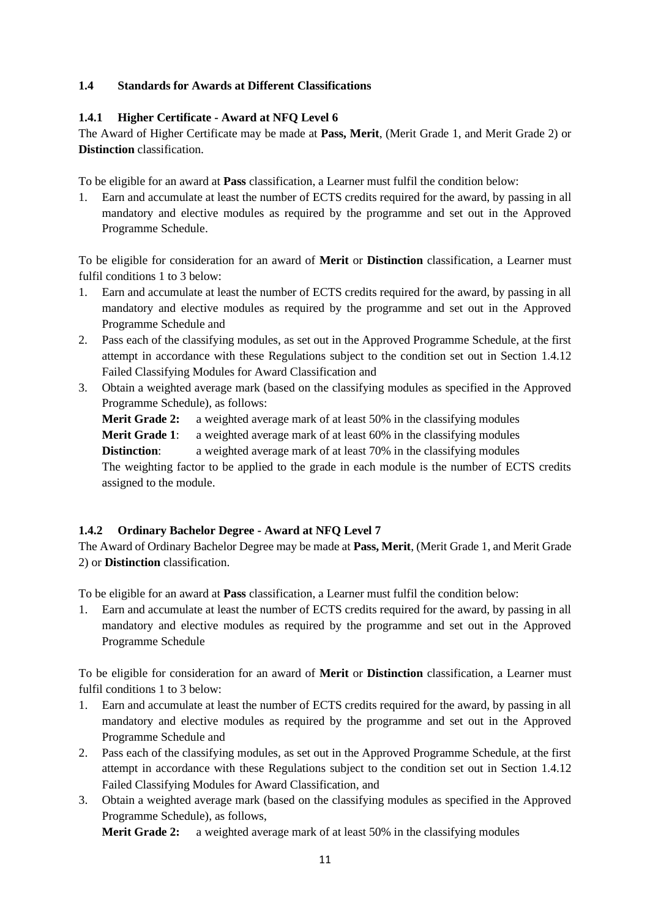### 1.4 Standards for Awards at Different Classifications

#### 1.4.1 Higher Certificate - Award at NFQ Level 6

The Award of Higher Certificate may be made at **Pass, Merit**, (Merit Grade 1, and Merit Grade 2) or **Distinction** classification.

To be eligible for an award at **Pass** classification, a Learner must fulfil the condition below:

1. Earn and accumulate at least the number of ECTS credits required for the award, by passing in all mandatory and elective modules as required by the programme and set out in the Approved Programme Schedule.

To be eligible for consideration for an award of **Merit** or **Distinction** classification, a Learner must fulfil conditions 1 to 3 below:

1. Earn and accumulate at least the number of ECTS credits required for the award, by passing in all mandatory and elective modules as required by the programme and set out in the Approved Programme Schedule and
2. Pass each of the classifying modules, as set out in the Approved Programme Schedule, at the first attempt in accordance with these Regulations subject to the condition set out in Section 1.4.12 Failed Classifying Modules for Award Classification and
3. Obtain a weighted average mark (based on the classifying modules as specified in the Approved Programme Schedule), as follows:

   **Merit Grade 2:** a weighted average mark of at least 50% in the classifying modules
   **Merit Grade 1**: a weighted average mark of at least 60% in the classifying modules
   **Distinction**: a weighted average mark of at least 70% in the classifying modules

   The weighting factor to be applied to the grade in each module is the number of ECTS credits assigned to the module.

#### 1.4.2 Ordinary Bachelor Degree - Award at NFQ Level 7

The Award of Ordinary Bachelor Degree may be made at **Pass, Merit**, (Merit Grade 1, and Merit Grade 2) or **Distinction** classification.

To be eligible for an award at **Pass** classification, a Learner must fulfil the condition below:

1. Earn and accumulate at least the number of ECTS credits required for the award, by passing in all mandatory and elective modules as required by the programme and set out in the Approved Programme Schedule

To be eligible for consideration for an award of **Merit** or **Distinction** classification, a Learner must fulfil conditions 1 to 3 below:

1. Earn and accumulate at least the number of ECTS credits required for the award, by passing in all mandatory and elective modules as required by the programme and set out in the Approved Programme Schedule and
2. Pass each of the classifying modules, as set out in the Approved Programme Schedule, at the first attempt in accordance with these Regulations subject to the condition set out in Section 1.4.12 Failed Classifying Modules for Award Classification, and
3. Obtain a weighted average mark (based on the classifying modules as specified in the Approved Programme Schedule), as follows,

   **Merit Grade 2:** a weighted average mark of at least 50% in the classifying modules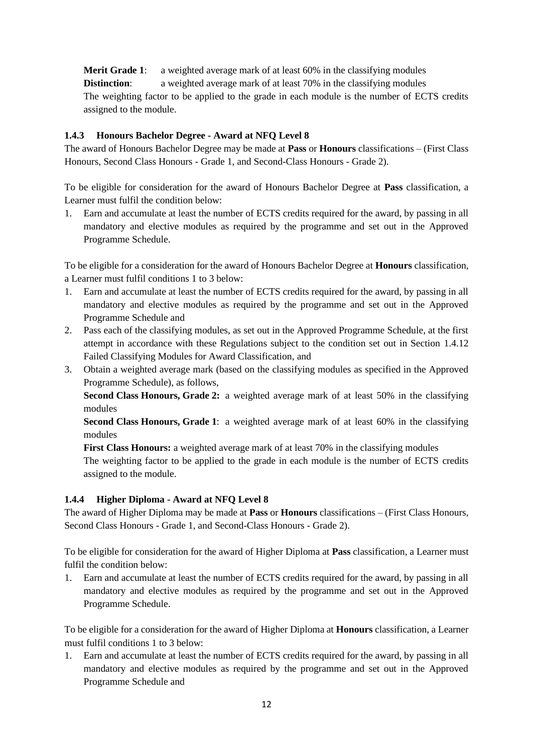**Merit Grade 1**: a weighted average mark of at least 60% in the classifying modules

**Distinction**: a weighted average mark of at least 70% in the classifying modules

The weighting factor to be applied to the grade in each module is the number of ECTS credits assigned to the module.

### 1.4.3 Honours Bachelor Degree - Award at NFQ Level 8

The award of Honours Bachelor Degree may be made at **Pass** or **Honours** classifications – (First Class Honours, Second Class Honours - Grade 1, and Second-Class Honours - Grade 2).

To be eligible for consideration for the award of Honours Bachelor Degree at **Pass** classification, a Learner must fulfil the condition below:

1. Earn and accumulate at least the number of ECTS credits required for the award, by passing in all mandatory and elective modules as required by the programme and set out in the Approved Programme Schedule.

To be eligible for a consideration for the award of Honours Bachelor Degree at **Honours** classification, a Learner must fulfil conditions 1 to 3 below:

1. Earn and accumulate at least the number of ECTS credits required for the award, by passing in all mandatory and elective modules as required by the programme and set out in the Approved Programme Schedule and
2. Pass each of the classifying modules, as set out in the Approved Programme Schedule, at the first attempt in accordance with these Regulations subject to the condition set out in Section 1.4.12 Failed Classifying Modules for Award Classification, and
3. Obtain a weighted average mark (based on the classifying modules as specified in the Approved Programme Schedule), as follows,

   **Second Class Honours, Grade 2:** a weighted average mark of at least 50% in the classifying modules

   **Second Class Honours, Grade 1**: a weighted average mark of at least 60% in the classifying modules

   **First Class Honours:** a weighted average mark of at least 70% in the classifying modules

   The weighting factor to be applied to the grade in each module is the number of ECTS credits assigned to the module.

### 1.4.4 Higher Diploma - Award at NFQ Level 8

The award of Higher Diploma may be made at **Pass** or **Honours** classifications – (First Class Honours, Second Class Honours - Grade 1, and Second-Class Honours - Grade 2).

To be eligible for consideration for the award of Higher Diploma at **Pass** classification, a Learner must fulfil the condition below:

1. Earn and accumulate at least the number of ECTS credits required for the award, by passing in all mandatory and elective modules as required by the programme and set out in the Approved Programme Schedule.

To be eligible for a consideration for the award of Higher Diploma at **Honours** classification, a Learner must fulfil conditions 1 to 3 below:

1. Earn and accumulate at least the number of ECTS credits required for the award, by passing in all mandatory and elective modules as required by the programme and set out in the Approved Programme Schedule and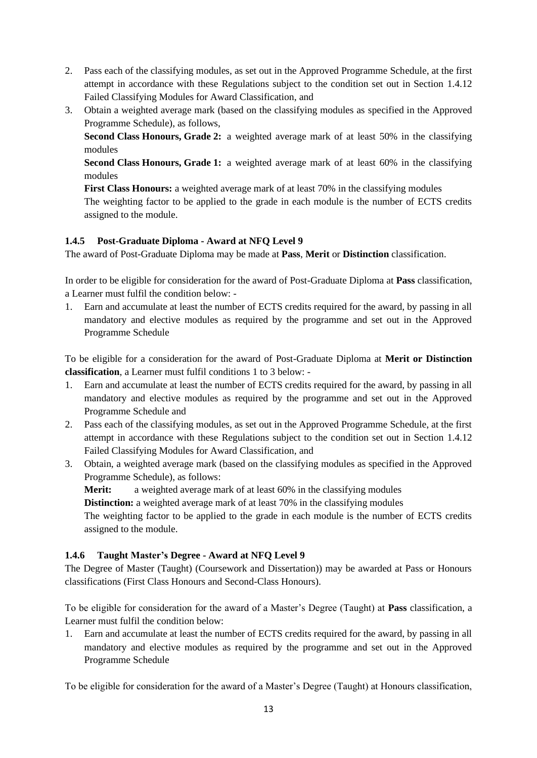2. Pass each of the classifying modules, as set out in the Approved Programme Schedule, at the first attempt in accordance with these Regulations subject to the condition set out in Section 1.4.12 Failed Classifying Modules for Award Classification, and
3. Obtain a weighted average mark (based on the classifying modules as specified in the Approved Programme Schedule), as follows,

   **Second Class Honours, Grade 2:** a weighted average mark of at least 50% in the classifying modules

   **Second Class Honours, Grade 1:** a weighted average mark of at least 60% in the classifying modules

   **First Class Honours:** a weighted average mark of at least 70% in the classifying modules

   The weighting factor to be applied to the grade in each module is the number of ECTS credits assigned to the module.

### 1.4.5 Post-Graduate Diploma - Award at NFQ Level 9

The award of Post-Graduate Diploma may be made at **Pass**, **Merit** or **Distinction** classification.

In order to be eligible for consideration for the award of Post-Graduate Diploma at **Pass** classification, a Learner must fulfil the condition below: -

1. Earn and accumulate at least the number of ECTS credits required for the award, by passing in all mandatory and elective modules as required by the programme and set out in the Approved Programme Schedule

To be eligible for a consideration for the award of Post-Graduate Diploma at **Merit or Distinction classification**, a Learner must fulfil conditions 1 to 3 below: -

1. Earn and accumulate at least the number of ECTS credits required for the award, by passing in all mandatory and elective modules as required by the programme and set out in the Approved Programme Schedule and
2. Pass each of the classifying modules, as set out in the Approved Programme Schedule, at the first attempt in accordance with these Regulations subject to the condition set out in Section 1.4.12 Failed Classifying Modules for Award Classification, and
3. Obtain, a weighted average mark (based on the classifying modules as specified in the Approved Programme Schedule), as follows:

   **Merit:** a weighted average mark of at least 60% in the classifying modules

   **Distinction:** a weighted average mark of at least 70% in the classifying modules

   The weighting factor to be applied to the grade in each module is the number of ECTS credits assigned to the module.

### 1.4.6 Taught Master's Degree - Award at NFQ Level 9

The Degree of Master (Taught) (Coursework and Dissertation)) may be awarded at Pass or Honours classifications (First Class Honours and Second-Class Honours).

To be eligible for consideration for the award of a Master's Degree (Taught) at **Pass** classification, a Learner must fulfil the condition below:

1. Earn and accumulate at least the number of ECTS credits required for the award, by passing in all mandatory and elective modules as required by the programme and set out in the Approved Programme Schedule

To be eligible for consideration for the award of a Master's Degree (Taught) at Honours classification,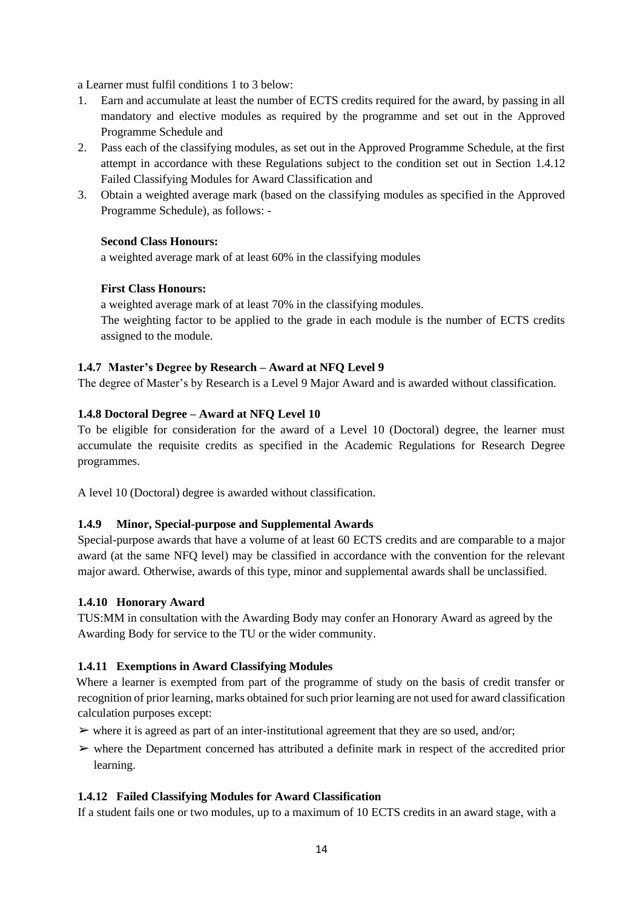a Learner must fulfil conditions 1 to 3 below:

1. Earn and accumulate at least the number of ECTS credits required for the award, by passing in all mandatory and elective modules as required by the programme and set out in the Approved Programme Schedule and
2. Pass each of the classifying modules, as set out in the Approved Programme Schedule, at the first attempt in accordance with these Regulations subject to the condition set out in Section 1.4.12 Failed Classifying Modules for Award Classification and
3. Obtain a weighted average mark (based on the classifying modules as specified in the Approved Programme Schedule), as follows: -

   **Second Class Honours:**
   a weighted average mark of at least 60% in the classifying modules

   **First Class Honours:**
   a weighted average mark of at least 70% in the classifying modules.
   The weighting factor to be applied to the grade in each module is the number of ECTS credits assigned to the module.

### 1.4.7 Master's Degree by Research – Award at NFQ Level 9

The degree of Master's by Research is a Level 9 Major Award and is awarded without classification.

### 1.4.8 Doctoral Degree – Award at NFQ Level 10

To be eligible for consideration for the award of a Level 10 (Doctoral) degree, the learner must accumulate the requisite credits as specified in the Academic Regulations for Research Degree programmes.

A level 10 (Doctoral) degree is awarded without classification.

### 1.4.9 Minor, Special-purpose and Supplemental Awards

Special-purpose awards that have a volume of at least 60 ECTS credits and are comparable to a major award (at the same NFQ level) may be classified in accordance with the convention for the relevant major award. Otherwise, awards of this type, minor and supplemental awards shall be unclassified.

### 1.4.10 Honorary Award

TUS:MM in consultation with the Awarding Body may confer an Honorary Award as agreed by the Awarding Body for service to the TU or the wider community.

### 1.4.11 Exemptions in Award Classifying Modules

Where a learner is exempted from part of the programme of study on the basis of credit transfer or recognition of prior learning, marks obtained for such prior learning are not used for award classification calculation purposes except:

- ➢ where it is agreed as part of an inter-institutional agreement that they are so used, and/or;
- ➢ where the Department concerned has attributed a definite mark in respect of the accredited prior learning.

### 1.4.12 Failed Classifying Modules for Award Classification

If a student fails one or two modules, up to a maximum of 10 ECTS credits in an award stage, with a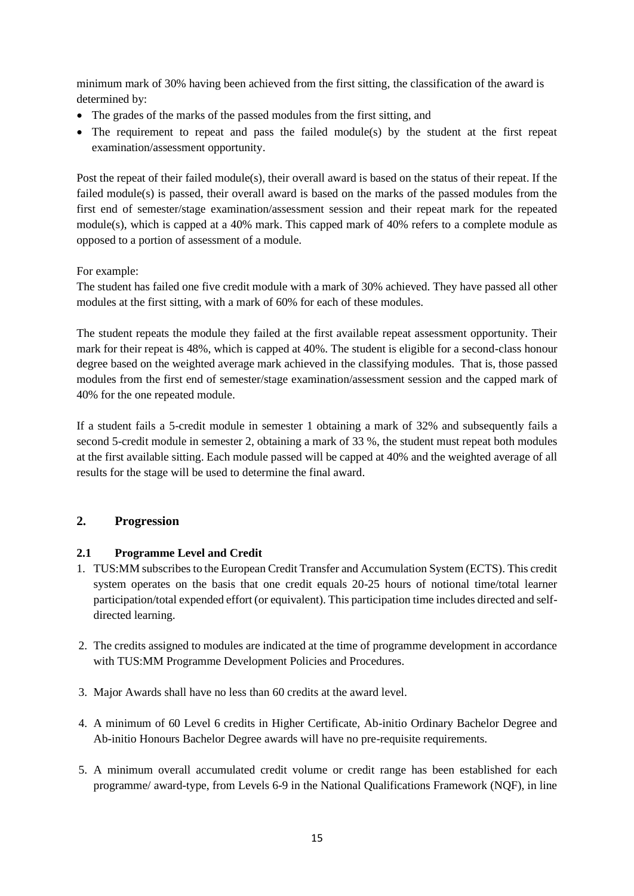minimum mark of 30% having been achieved from the first sitting, the classification of the award is determined by:

- The grades of the marks of the passed modules from the first sitting, and
- The requirement to repeat and pass the failed module(s) by the student at the first repeat examination/assessment opportunity.

Post the repeat of their failed module(s), their overall award is based on the status of their repeat. If the failed module(s) is passed, their overall award is based on the marks of the passed modules from the first end of semester/stage examination/assessment session and their repeat mark for the repeated module(s), which is capped at a 40% mark. This capped mark of 40% refers to a complete module as opposed to a portion of assessment of a module.

For example:
The student has failed one five credit module with a mark of 30% achieved. They have passed all other modules at the first sitting, with a mark of 60% for each of these modules.

The student repeats the module they failed at the first available repeat assessment opportunity. Their mark for their repeat is 48%, which is capped at 40%. The student is eligible for a second-class honour degree based on the weighted average mark achieved in the classifying modules. That is, those passed modules from the first end of semester/stage examination/assessment session and the capped mark of 40% for the one repeated module.

If a student fails a 5-credit module in semester 1 obtaining a mark of 32% and subsequently fails a second 5-credit module in semester 2, obtaining a mark of 33 %, the student must repeat both modules at the first available sitting. Each module passed will be capped at 40% and the weighted average of all results for the stage will be used to determine the final award.

## 2. Progression

### 2.1 Programme Level and Credit

1. TUS:MM subscribes to the European Credit Transfer and Accumulation System (ECTS). This credit system operates on the basis that one credit equals 20-25 hours of notional time/total learner participation/total expended effort (or equivalent). This participation time includes directed and self-directed learning.

2. The credits assigned to modules are indicated at the time of programme development in accordance with TUS:MM Programme Development Policies and Procedures.

3. Major Awards shall have no less than 60 credits at the award level.

4. A minimum of 60 Level 6 credits in Higher Certificate, Ab-initio Ordinary Bachelor Degree and Ab-initio Honours Bachelor Degree awards will have no pre-requisite requirements.

5. A minimum overall accumulated credit volume or credit range has been established for each programme/ award-type, from Levels 6-9 in the National Qualifications Framework (NQF), in line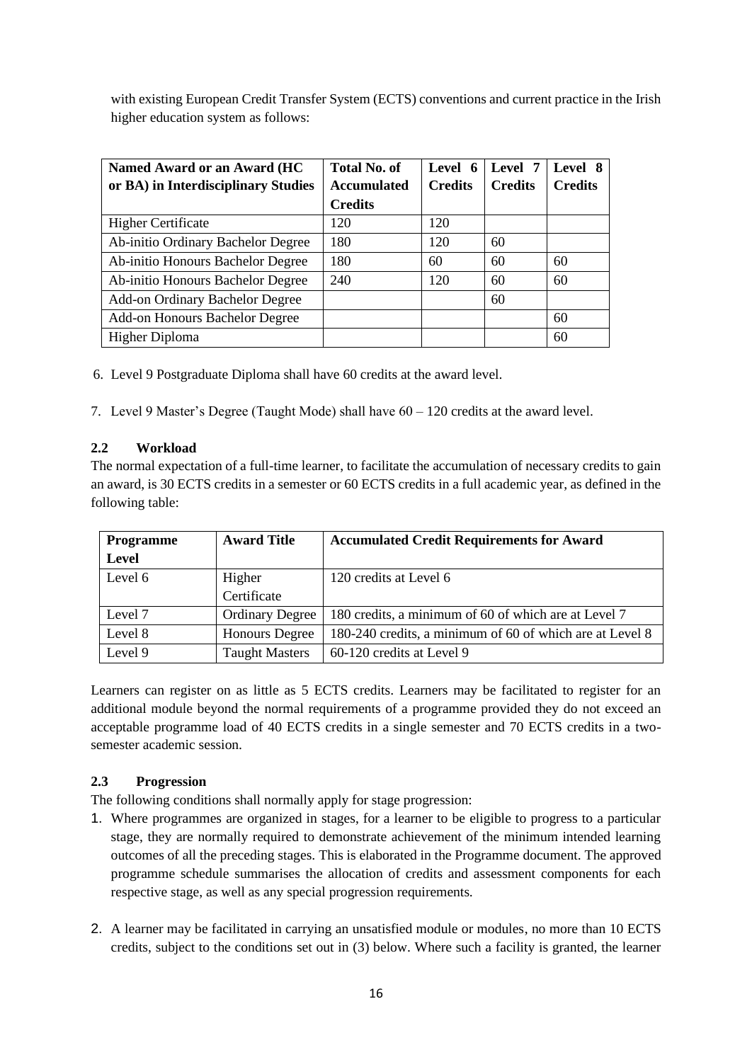with existing European Credit Transfer System (ECTS) conventions and current practice in the Irish higher education system as follows:

| Named Award or an Award (HC or BA) in Interdisciplinary Studies | Total No. of Accumulated Credits | Level 6 Credits | Level 7 Credits | Level 8 Credits |
|---|---|---|---|---|
| Higher Certificate | 120 | 120 | | |
| Ab-initio Ordinary Bachelor Degree | 180 | 120 | 60 | |
| Ab-initio Honours Bachelor Degree | 180 | 60 | 60 | 60 |
| Ab-initio Honours Bachelor Degree | 240 | 120 | 60 | 60 |
| Add-on Ordinary Bachelor Degree | | | 60 | |
| Add-on Honours Bachelor Degree | | | | 60 |
| Higher Diploma | | | | 60 |

6. Level 9 Postgraduate Diploma shall have 60 credits at the award level.

7. Level 9 Master's Degree (Taught Mode) shall have 60 – 120 credits at the award level.

### 2.2 Workload

The normal expectation of a full-time learner, to facilitate the accumulation of necessary credits to gain an award, is 30 ECTS credits in a semester or 60 ECTS credits in a full academic year, as defined in the following table:

| Programme Level | Award Title | Accumulated Credit Requirements for Award |
|---|---|---|
| Level 6 | Higher Certificate | 120 credits at Level 6 |
| Level 7 | Ordinary Degree | 180 credits, a minimum of 60 of which are at Level 7 |
| Level 8 | Honours Degree | 180-240 credits, a minimum of 60 of which are at Level 8 |
| Level 9 | Taught Masters | 60-120 credits at Level 9 |

Learners can register on as little as 5 ECTS credits. Learners may be facilitated to register for an additional module beyond the normal requirements of a programme provided they do not exceed an acceptable programme load of 40 ECTS credits in a single semester and 70 ECTS credits in a two-semester academic session.

### 2.3 Progression

The following conditions shall normally apply for stage progression:

1. Where programmes are organized in stages, for a learner to be eligible to progress to a particular stage, they are normally required to demonstrate achievement of the minimum intended learning outcomes of all the preceding stages. This is elaborated in the Programme document. The approved programme schedule summarises the allocation of credits and assessment components for each respective stage, as well as any special progression requirements.

2. A learner may be facilitated in carrying an unsatisfied module or modules, no more than 10 ECTS credits, subject to the conditions set out in (3) below. Where such a facility is granted, the learner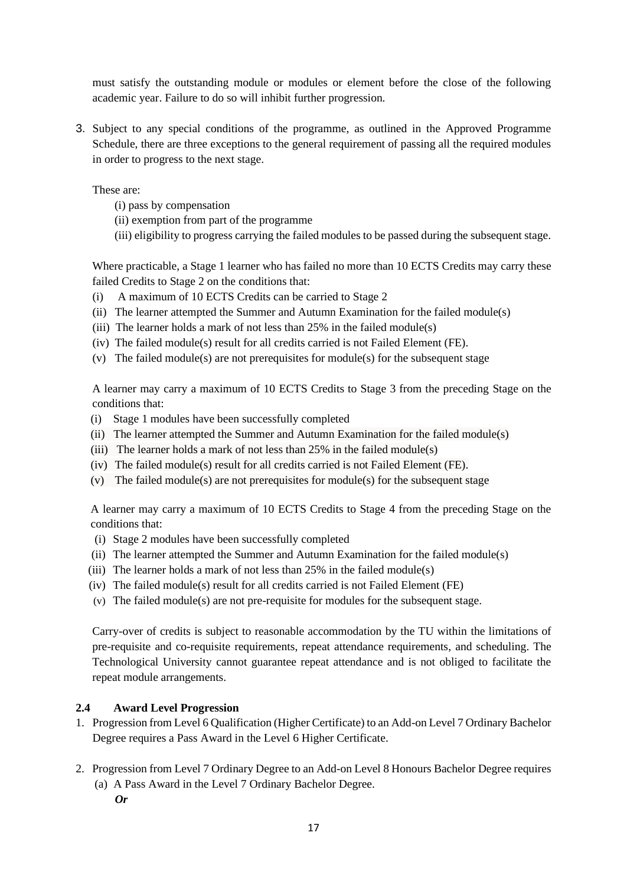must satisfy the outstanding module or modules or element before the close of the following academic year. Failure to do so will inhibit further progression.

3. Subject to any special conditions of the programme, as outlined in the Approved Programme Schedule, there are three exceptions to the general requirement of passing all the required modules in order to progress to the next stage.

   These are:

   (i) pass by compensation  
   (ii) exemption from part of the programme  
   (iii) eligibility to progress carrying the failed modules to be passed during the subsequent stage.

   Where practicable, a Stage 1 learner who has failed no more than 10 ECTS Credits may carry these failed Credits to Stage 2 on the conditions that:

   (i) A maximum of 10 ECTS Credits can be carried to Stage 2  
   (ii) The learner attempted the Summer and Autumn Examination for the failed module(s)  
   (iii) The learner holds a mark of not less than 25% in the failed module(s)  
   (iv) The failed module(s) result for all credits carried is not Failed Element (FE).  
   (v) The failed module(s) are not prerequisites for module(s) for the subsequent stage

   A learner may carry a maximum of 10 ECTS Credits to Stage 3 from the preceding Stage on the conditions that:

   (i) Stage 1 modules have been successfully completed  
   (ii) The learner attempted the Summer and Autumn Examination for the failed module(s)  
   (iii) The learner holds a mark of not less than 25% in the failed module(s)  
   (iv) The failed module(s) result for all credits carried is not Failed Element (FE).  
   (v) The failed module(s) are not prerequisites for module(s) for the subsequent stage

   A learner may carry a maximum of 10 ECTS Credits to Stage 4 from the preceding Stage on the conditions that:

   (i) Stage 2 modules have been successfully completed  
   (ii) The learner attempted the Summer and Autumn Examination for the failed module(s)  
   (iii) The learner holds a mark of not less than 25% in the failed module(s)  
   (iv) The failed module(s) result for all credits carried is not Failed Element (FE)  
   (v) The failed module(s) are not pre-requisite for modules for the subsequent stage.

   Carry-over of credits is subject to reasonable accommodation by the TU within the limitations of pre-requisite and co-requisite requirements, repeat attendance requirements, and scheduling. The Technological University cannot guarantee repeat attendance and is not obliged to facilitate the repeat module arrangements.

### 2.4 Award Level Progression

1. Progression from Level 6 Qualification (Higher Certificate) to an Add-on Level 7 Ordinary Bachelor Degree requires a Pass Award in the Level 6 Higher Certificate.

2. Progression from Level 7 Ordinary Degree to an Add-on Level 8 Honours Bachelor Degree requires
   (a) A Pass Award in the Level 7 Ordinary Bachelor Degree.  
   ***Or***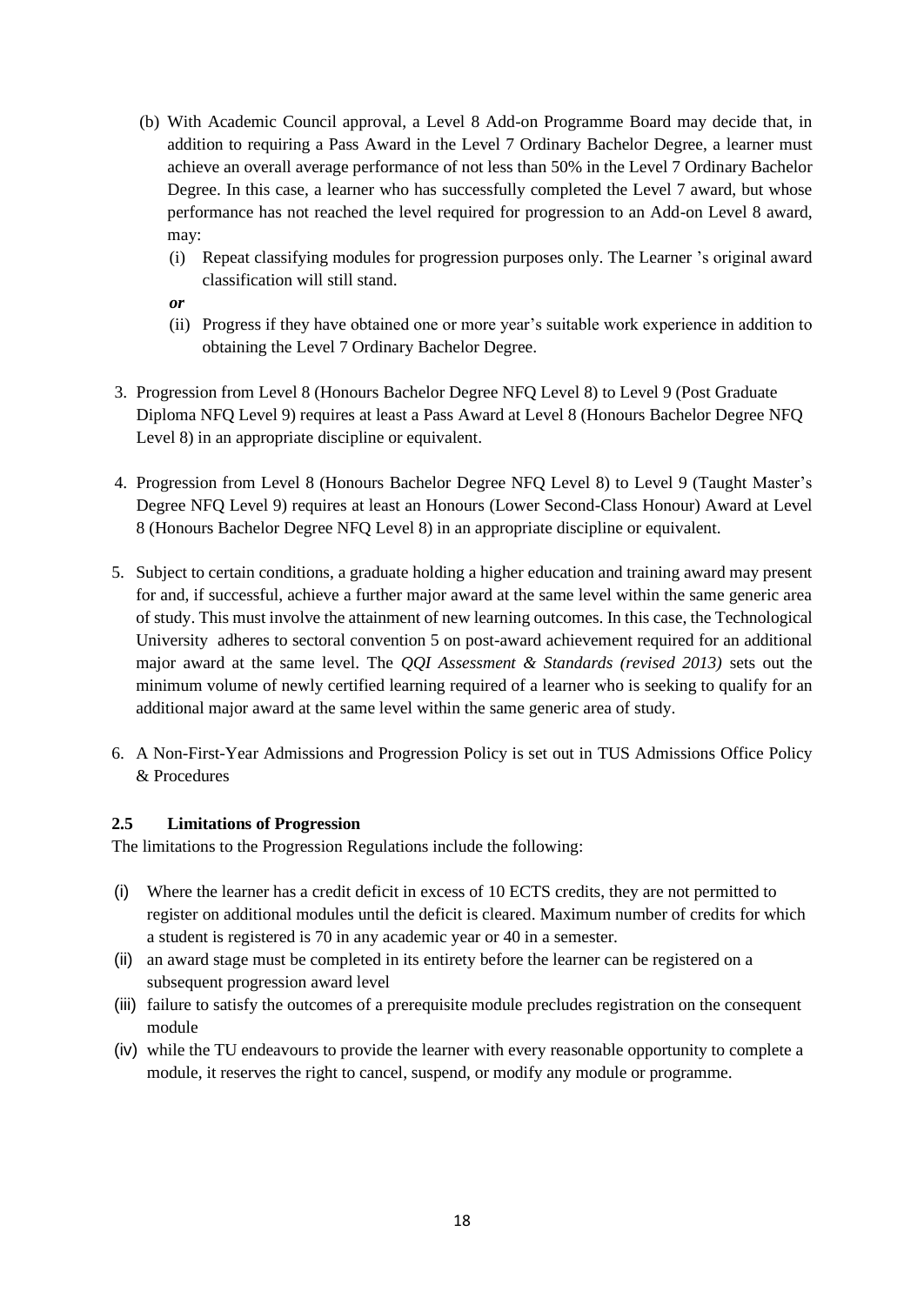(b) With Academic Council approval, a Level 8 Add-on Programme Board may decide that, in addition to requiring a Pass Award in the Level 7 Ordinary Bachelor Degree, a learner must achieve an overall average performance of not less than 50% in the Level 7 Ordinary Bachelor Degree. In this case, a learner who has successfully completed the Level 7 award, but whose performance has not reached the level required for progression to an Add-on Level 8 award, may:

   (i) Repeat classifying modules for progression purposes only. The Learner 's original award classification will still stand.

   ***or***

   (ii) Progress if they have obtained one or more year's suitable work experience in addition to obtaining the Level 7 Ordinary Bachelor Degree.

3. Progression from Level 8 (Honours Bachelor Degree NFQ Level 8) to Level 9 (Post Graduate Diploma NFQ Level 9) requires at least a Pass Award at Level 8 (Honours Bachelor Degree NFQ Level 8) in an appropriate discipline or equivalent.

4. Progression from Level 8 (Honours Bachelor Degree NFQ Level 8) to Level 9 (Taught Master's Degree NFQ Level 9) requires at least an Honours (Lower Second-Class Honour) Award at Level 8 (Honours Bachelor Degree NFQ Level 8) in an appropriate discipline or equivalent.

5. Subject to certain conditions, a graduate holding a higher education and training award may present for and, if successful, achieve a further major award at the same level within the same generic area of study. This must involve the attainment of new learning outcomes. In this case, the Technological University adheres to sectoral convention 5 on post-award achievement required for an additional major award at the same level. The *QQI Assessment & Standards (revised 2013)* sets out the minimum volume of newly certified learning required of a learner who is seeking to qualify for an additional major award at the same level within the same generic area of study.

6. A Non-First-Year Admissions and Progression Policy is set out in TUS Admissions Office Policy & Procedures

### 2.5 Limitations of Progression

The limitations to the Progression Regulations include the following:

(i) Where the learner has a credit deficit in excess of 10 ECTS credits, they are not permitted to register on additional modules until the deficit is cleared. Maximum number of credits for which a student is registered is 70 in any academic year or 40 in a semester.

(ii) an award stage must be completed in its entirety before the learner can be registered on a subsequent progression award level

(iii) failure to satisfy the outcomes of a prerequisite module precludes registration on the consequent module

(iv) while the TU endeavours to provide the learner with every reasonable opportunity to complete a module, it reserves the right to cancel, suspend, or modify any module or programme.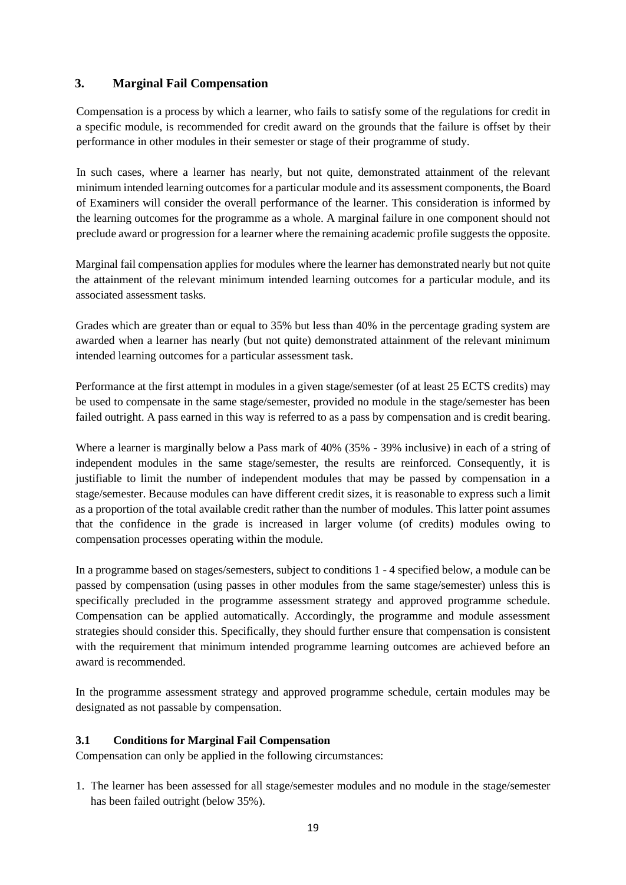## 3. Marginal Fail Compensation

Compensation is a process by which a learner, who fails to satisfy some of the regulations for credit in a specific module, is recommended for credit award on the grounds that the failure is offset by their performance in other modules in their semester or stage of their programme of study.

In such cases, where a learner has nearly, but not quite, demonstrated attainment of the relevant minimum intended learning outcomes for a particular module and its assessment components, the Board of Examiners will consider the overall performance of the learner. This consideration is informed by the learning outcomes for the programme as a whole. A marginal failure in one component should not preclude award or progression for a learner where the remaining academic profile suggests the opposite.

Marginal fail compensation applies for modules where the learner has demonstrated nearly but not quite the attainment of the relevant minimum intended learning outcomes for a particular module, and its associated assessment tasks.

Grades which are greater than or equal to 35% but less than 40% in the percentage grading system are awarded when a learner has nearly (but not quite) demonstrated attainment of the relevant minimum intended learning outcomes for a particular assessment task.

Performance at the first attempt in modules in a given stage/semester (of at least 25 ECTS credits) may be used to compensate in the same stage/semester, provided no module in the stage/semester has been failed outright. A pass earned in this way is referred to as a pass by compensation and is credit bearing.

Where a learner is marginally below a Pass mark of 40% (35% - 39% inclusive) in each of a string of independent modules in the same stage/semester, the results are reinforced. Consequently, it is justifiable to limit the number of independent modules that may be passed by compensation in a stage/semester. Because modules can have different credit sizes, it is reasonable to express such a limit as a proportion of the total available credit rather than the number of modules. This latter point assumes that the confidence in the grade is increased in larger volume (of credits) modules owing to compensation processes operating within the module.

In a programme based on stages/semesters, subject to conditions 1 - 4 specified below, a module can be passed by compensation (using passes in other modules from the same stage/semester) unless this is specifically precluded in the programme assessment strategy and approved programme schedule. Compensation can be applied automatically. Accordingly, the programme and module assessment strategies should consider this. Specifically, they should further ensure that compensation is consistent with the requirement that minimum intended programme learning outcomes are achieved before an award is recommended.

In the programme assessment strategy and approved programme schedule, certain modules may be designated as not passable by compensation.

### 3.1 Conditions for Marginal Fail Compensation

Compensation can only be applied in the following circumstances:

1. The learner has been assessed for all stage/semester modules and no module in the stage/semester has been failed outright (below 35%).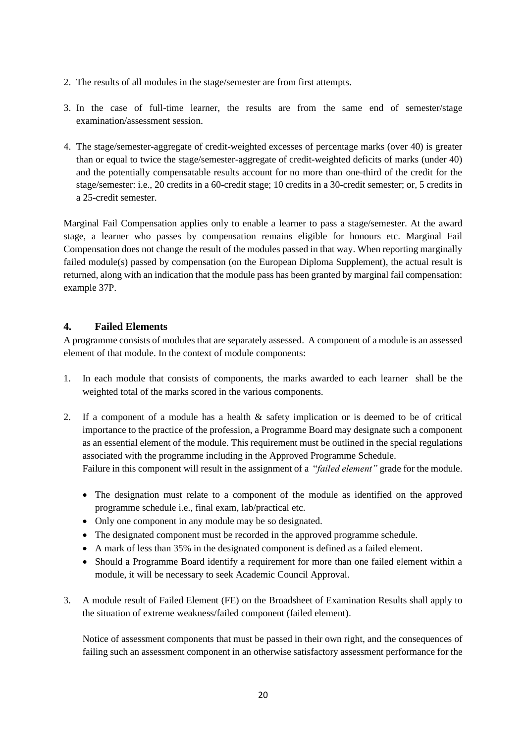2. The results of all modules in the stage/semester are from first attempts.

3. In the case of full-time learner, the results are from the same end of semester/stage examination/assessment session.

4. The stage/semester-aggregate of credit-weighted excesses of percentage marks (over 40) is greater than or equal to twice the stage/semester-aggregate of credit-weighted deficits of marks (under 40) and the potentially compensatable results account for no more than one-third of the credit for the stage/semester: i.e., 20 credits in a 60-credit stage; 10 credits in a 30-credit semester; or, 5 credits in a 25-credit semester.

Marginal Fail Compensation applies only to enable a learner to pass a stage/semester. At the award stage, a learner who passes by compensation remains eligible for honours etc. Marginal Fail Compensation does not change the result of the modules passed in that way. When reporting marginally failed module(s) passed by compensation (on the European Diploma Supplement), the actual result is returned, along with an indication that the module pass has been granted by marginal fail compensation: example 37P.

## 4. Failed Elements

A programme consists of modules that are separately assessed. A component of a module is an assessed element of that module. In the context of module components:

1. In each module that consists of components, the marks awarded to each learner shall be the weighted total of the marks scored in the various components.

2. If a component of a module has a health & safety implication or is deemed to be of critical importance to the practice of the profession, a Programme Board may designate such a component as an essential element of the module. This requirement must be outlined in the special regulations associated with the programme including in the Approved Programme Schedule.
   Failure in this component will result in the assignment of a "*failed element"* grade for the module.

   - The designation must relate to a component of the module as identified on the approved programme schedule i.e., final exam, lab/practical etc.
   - Only one component in any module may be so designated.
   - The designated component must be recorded in the approved programme schedule.
   - A mark of less than 35% in the designated component is defined as a failed element.
   - Should a Programme Board identify a requirement for more than one failed element within a module, it will be necessary to seek Academic Council Approval.

3. A module result of Failed Element (FE) on the Broadsheet of Examination Results shall apply to the situation of extreme weakness/failed component (failed element).

   Notice of assessment components that must be passed in their own right, and the consequences of failing such an assessment component in an otherwise satisfactory assessment performance for the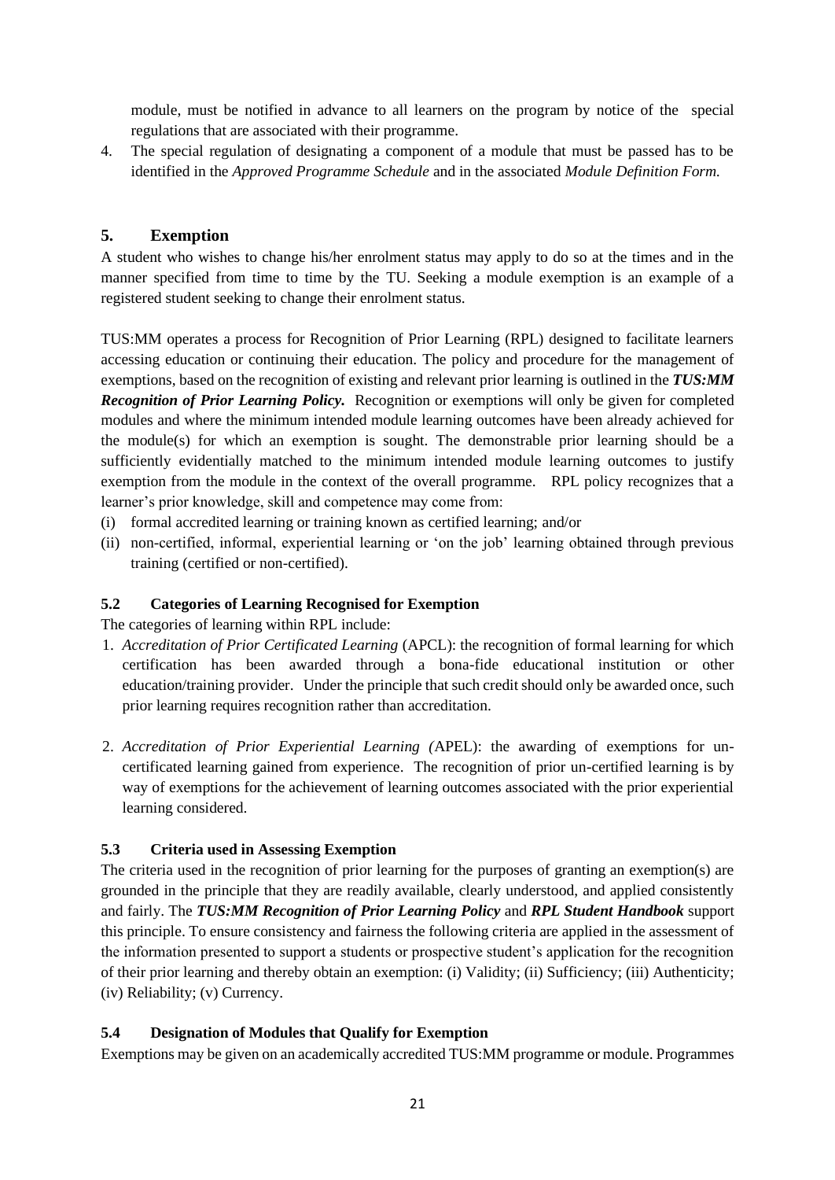module, must be notified in advance to all learners on the program by notice of the special regulations that are associated with their programme.

4. The special regulation of designating a component of a module that must be passed has to be identified in the *Approved Programme Schedule* and in the associated *Module Definition Form.*

## 5. Exemption

A student who wishes to change his/her enrolment status may apply to do so at the times and in the manner specified from time to time by the TU. Seeking a module exemption is an example of a registered student seeking to change their enrolment status.

TUS:MM operates a process for Recognition of Prior Learning (RPL) designed to facilitate learners accessing education or continuing their education. The policy and procedure for the management of exemptions, based on the recognition of existing and relevant prior learning is outlined in the ***TUS:MM Recognition of Prior Learning Policy.*** Recognition or exemptions will only be given for completed modules and where the minimum intended module learning outcomes have been already achieved for the module(s) for which an exemption is sought. The demonstrable prior learning should be a sufficiently evidentially matched to the minimum intended module learning outcomes to justify exemption from the module in the context of the overall programme. RPL policy recognizes that a learner's prior knowledge, skill and competence may come from:

(i) formal accredited learning or training known as certified learning; and/or
(ii) non-certified, informal, experiential learning or 'on the job' learning obtained through previous training (certified or non-certified).

### 5.2 Categories of Learning Recognised for Exemption

The categories of learning within RPL include:

1. *Accreditation of Prior Certificated Learning* (APCL): the recognition of formal learning for which certification has been awarded through a bona-fide educational institution or other education/training provider. Under the principle that such credit should only be awarded once, such prior learning requires recognition rather than accreditation.

2. *Accreditation of Prior Experiential Learning (*APEL): the awarding of exemptions for un-certificated learning gained from experience. The recognition of prior un-certified learning is by way of exemptions for the achievement of learning outcomes associated with the prior experiential learning considered.

### 5.3 Criteria used in Assessing Exemption

The criteria used in the recognition of prior learning for the purposes of granting an exemption(s) are grounded in the principle that they are readily available, clearly understood, and applied consistently and fairly. The ***TUS:MM Recognition of Prior Learning Policy*** and ***RPL Student Handbook*** support this principle. To ensure consistency and fairness the following criteria are applied in the assessment of the information presented to support a students or prospective student's application for the recognition of their prior learning and thereby obtain an exemption: (i) Validity; (ii) Sufficiency; (iii) Authenticity; (iv) Reliability; (v) Currency.

### 5.4 Designation of Modules that Qualify for Exemption

Exemptions may be given on an academically accredited TUS:MM programme or module. Programmes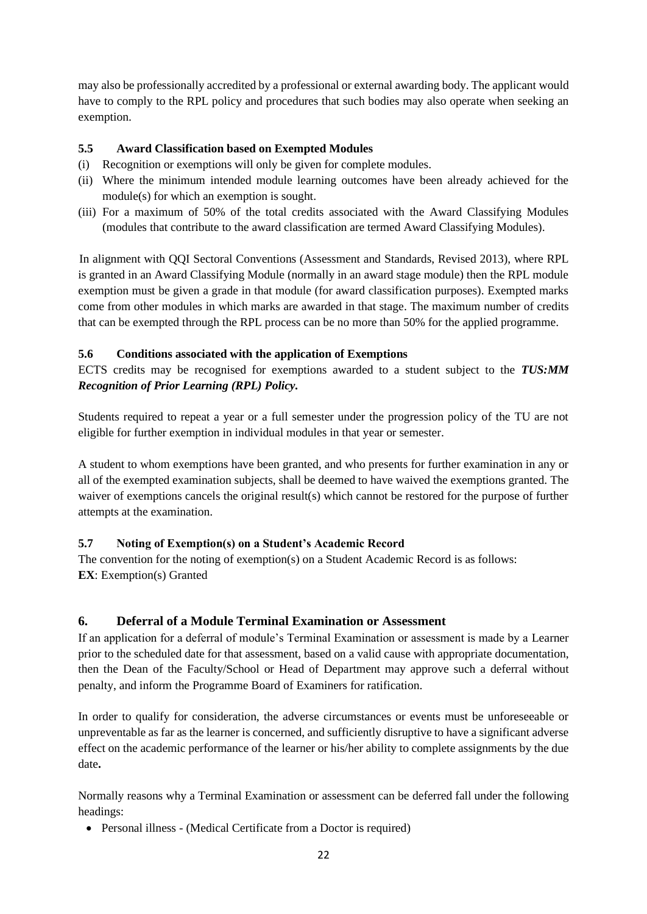may also be professionally accredited by a professional or external awarding body. The applicant would have to comply to the RPL policy and procedures that such bodies may also operate when seeking an exemption.

### 5.5 Award Classification based on Exempted Modules

(i) Recognition or exemptions will only be given for complete modules.
(ii) Where the minimum intended module learning outcomes have been already achieved for the module(s) for which an exemption is sought.
(iii) For a maximum of 50% of the total credits associated with the Award Classifying Modules (modules that contribute to the award classification are termed Award Classifying Modules).

In alignment with QQI Sectoral Conventions (Assessment and Standards, Revised 2013), where RPL is granted in an Award Classifying Module (normally in an award stage module) then the RPL module exemption must be given a grade in that module (for award classification purposes). Exempted marks come from other modules in which marks are awarded in that stage. The maximum number of credits that can be exempted through the RPL process can be no more than 50% for the applied programme.

### 5.6 Conditions associated with the application of Exemptions

ECTS credits may be recognised for exemptions awarded to a student subject to the ***TUS:MM Recognition of Prior Learning (RPL) Policy.***

Students required to repeat a year or a full semester under the progression policy of the TU are not eligible for further exemption in individual modules in that year or semester.

A student to whom exemptions have been granted, and who presents for further examination in any or all of the exempted examination subjects, shall be deemed to have waived the exemptions granted. The waiver of exemptions cancels the original result(s) which cannot be restored for the purpose of further attempts at the examination.

### 5.7 Noting of Exemption(s) on a Student's Academic Record

The convention for the noting of exemption(s) on a Student Academic Record is as follows:
**EX**: Exemption(s) Granted

## 6. Deferral of a Module Terminal Examination or Assessment

If an application for a deferral of module's Terminal Examination or assessment is made by a Learner prior to the scheduled date for that assessment, based on a valid cause with appropriate documentation, then the Dean of the Faculty/School or Head of Department may approve such a deferral without penalty, and inform the Programme Board of Examiners for ratification.

In order to qualify for consideration, the adverse circumstances or events must be unforeseeable or unpreventable as far as the learner is concerned, and sufficiently disruptive to have a significant adverse effect on the academic performance of the learner or his/her ability to complete assignments by the due date.

Normally reasons why a Terminal Examination or assessment can be deferred fall under the following headings:

- Personal illness - (Medical Certificate from a Doctor is required)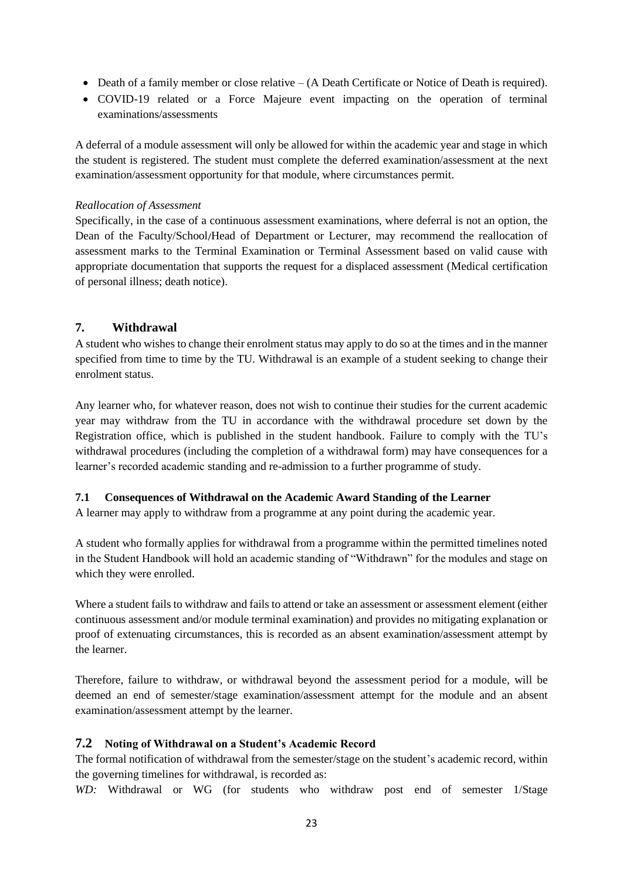- Death of a family member or close relative – (A Death Certificate or Notice of Death is required).
- COVID-19 related or a Force Majeure event impacting on the operation of terminal examinations/assessments

A deferral of a module assessment will only be allowed for within the academic year and stage in which the student is registered. The student must complete the deferred examination/assessment at the next examination/assessment opportunity for that module, where circumstances permit.

*Reallocation of Assessment*

Specifically, in the case of a continuous assessment examinations, where deferral is not an option, the Dean of the Faculty/School/Head of Department or Lecturer, may recommend the reallocation of assessment marks to the Terminal Examination or Terminal Assessment based on valid cause with appropriate documentation that supports the request for a displaced assessment (Medical certification of personal illness; death notice).

## 7. Withdrawal

A student who wishes to change their enrolment status may apply to do so at the times and in the manner specified from time to time by the TU. Withdrawal is an example of a student seeking to change their enrolment status.

Any learner who, for whatever reason, does not wish to continue their studies for the current academic year may withdraw from the TU in accordance with the withdrawal procedure set down by the Registration office, which is published in the student handbook. Failure to comply with the TU's withdrawal procedures (including the completion of a withdrawal form) may have consequences for a learner's recorded academic standing and re-admission to a further programme of study.

### 7.1 Consequences of Withdrawal on the Academic Award Standing of the Learner

A learner may apply to withdraw from a programme at any point during the academic year.

A student who formally applies for withdrawal from a programme within the permitted timelines noted in the Student Handbook will hold an academic standing of "Withdrawn" for the modules and stage on which they were enrolled.

Where a student fails to withdraw and fails to attend or take an assessment or assessment element (either continuous assessment and/or module terminal examination) and provides no mitigating explanation or proof of extenuating circumstances, this is recorded as an absent examination/assessment attempt by the learner.

Therefore, failure to withdraw, or withdrawal beyond the assessment period for a module, will be deemed an end of semester/stage examination/assessment attempt for the module and an absent examination/assessment attempt by the learner.

### 7.2 Noting of Withdrawal on a Student's Academic Record

The formal notification of withdrawal from the semester/stage on the student's academic record, within the governing timelines for withdrawal, is recorded as:

*WD:* Withdrawal or WG (for students who withdraw post end of semester 1/Stage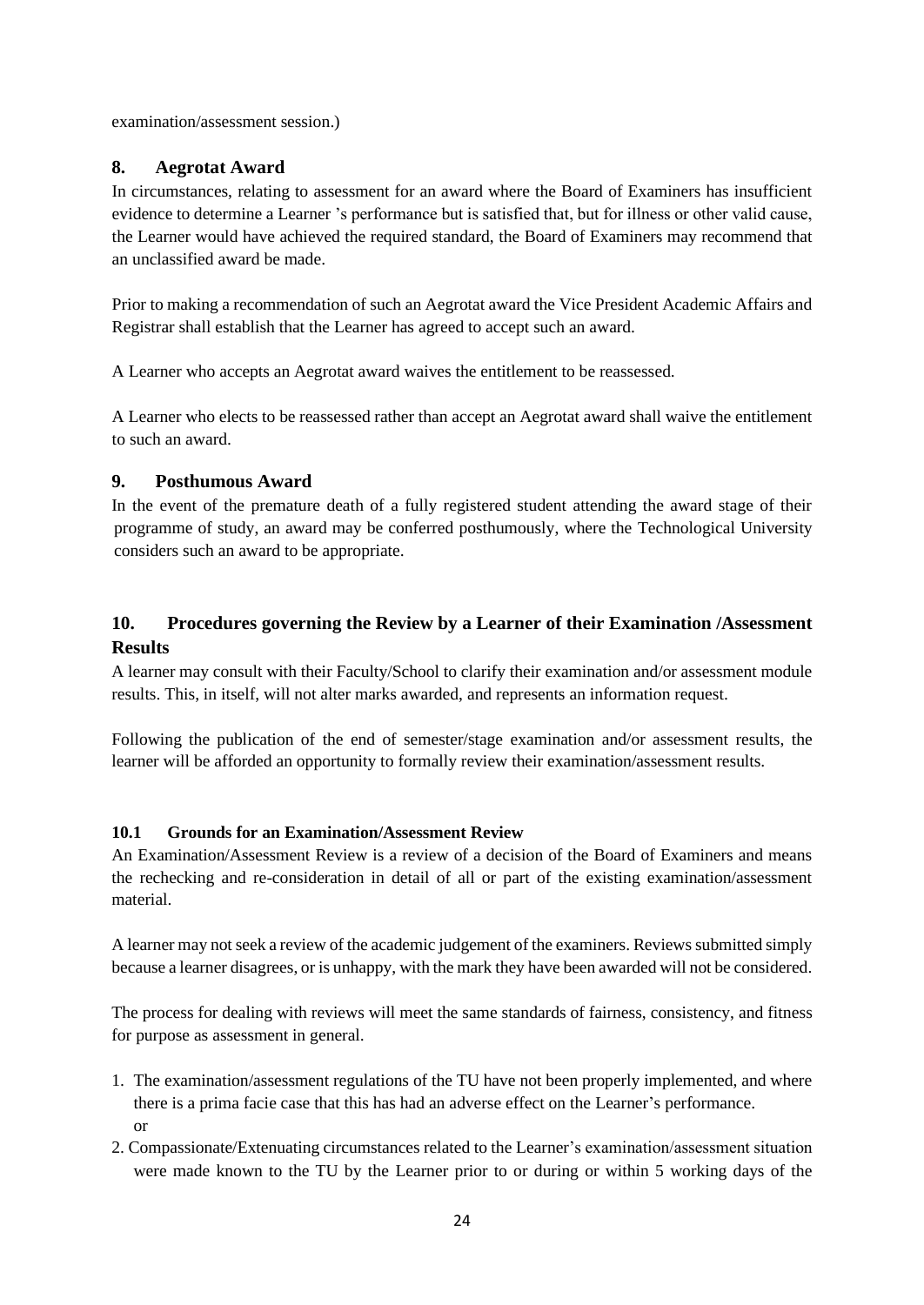examination/assessment session.)

## 8. Aegrotat Award

In circumstances, relating to assessment for an award where the Board of Examiners has insufficient evidence to determine a Learner 's performance but is satisfied that, but for illness or other valid cause, the Learner would have achieved the required standard, the Board of Examiners may recommend that an unclassified award be made.

Prior to making a recommendation of such an Aegrotat award the Vice President Academic Affairs and Registrar shall establish that the Learner has agreed to accept such an award.

A Learner who accepts an Aegrotat award waives the entitlement to be reassessed.

A Learner who elects to be reassessed rather than accept an Aegrotat award shall waive the entitlement to such an award.

## 9. Posthumous Award

In the event of the premature death of a fully registered student attending the award stage of their programme of study, an award may be conferred posthumously, where the Technological University considers such an award to be appropriate.

## 10. Procedures governing the Review by a Learner of their Examination /Assessment Results

A learner may consult with their Faculty/School to clarify their examination and/or assessment module results. This, in itself, will not alter marks awarded, and represents an information request.

Following the publication of the end of semester/stage examination and/or assessment results, the learner will be afforded an opportunity to formally review their examination/assessment results.

### 10.1 Grounds for an Examination/Assessment Review

An Examination/Assessment Review is a review of a decision of the Board of Examiners and means the rechecking and re-consideration in detail of all or part of the existing examination/assessment material.

A learner may not seek a review of the academic judgement of the examiners. Reviews submitted simply because a learner disagrees, or is unhappy, with the mark they have been awarded will not be considered.

The process for dealing with reviews will meet the same standards of fairness, consistency, and fitness for purpose as assessment in general.

1. The examination/assessment regulations of the TU have not been properly implemented, and where there is a prima facie case that this has had an adverse effect on the Learner's performance.
   or
2. Compassionate/Extenuating circumstances related to the Learner's examination/assessment situation were made known to the TU by the Learner prior to or during or within 5 working days of the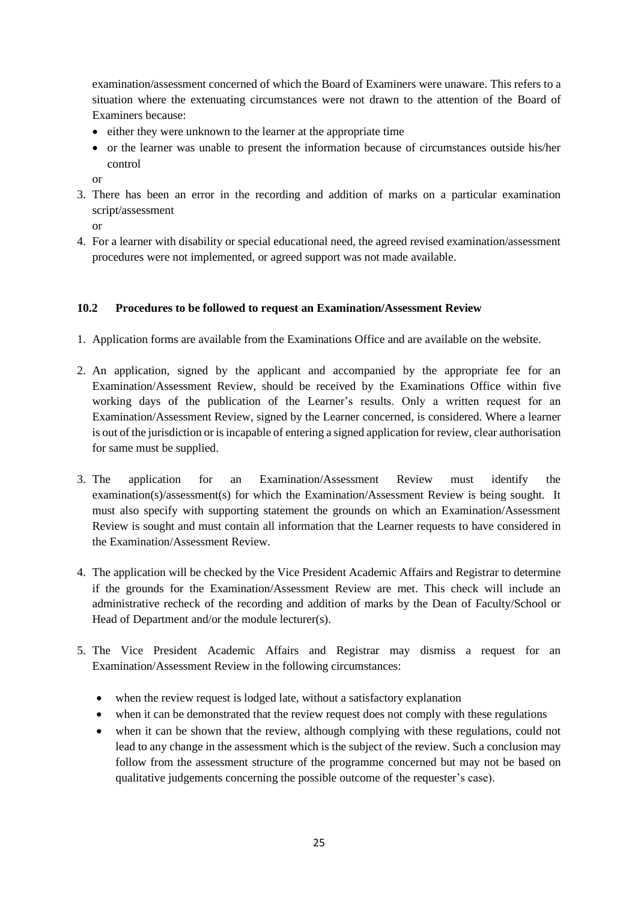examination/assessment concerned of which the Board of Examiners were unaware. This refers to a situation where the extenuating circumstances were not drawn to the attention of the Board of Examiners because:

- either they were unknown to the learner at the appropriate time
- or the learner was unable to present the information because of circumstances outside his/her control

or

3. There has been an error in the recording and addition of marks on a particular examination script/assessment

   or

4. For a learner with disability or special educational need, the agreed revised examination/assessment procedures were not implemented, or agreed support was not made available.

### 10.2 Procedures to be followed to request an Examination/Assessment Review

1. Application forms are available from the Examinations Office and are available on the website.

2. An application, signed by the applicant and accompanied by the appropriate fee for an Examination/Assessment Review, should be received by the Examinations Office within five working days of the publication of the Learner's results. Only a written request for an Examination/Assessment Review, signed by the Learner concerned, is considered. Where a learner is out of the jurisdiction or is incapable of entering a signed application for review, clear authorisation for same must be supplied.

3. The application for an Examination/Assessment Review must identify the examination(s)/assessment(s) for which the Examination/Assessment Review is being sought. It must also specify with supporting statement the grounds on which an Examination/Assessment Review is sought and must contain all information that the Learner requests to have considered in the Examination/Assessment Review.

4. The application will be checked by the Vice President Academic Affairs and Registrar to determine if the grounds for the Examination/Assessment Review are met. This check will include an administrative recheck of the recording and addition of marks by the Dean of Faculty/School or Head of Department and/or the module lecturer(s).

5. The Vice President Academic Affairs and Registrar may dismiss a request for an Examination/Assessment Review in the following circumstances:

   - when the review request is lodged late, without a satisfactory explanation
   - when it can be demonstrated that the review request does not comply with these regulations
   - when it can be shown that the review, although complying with these regulations, could not lead to any change in the assessment which is the subject of the review. Such a conclusion may follow from the assessment structure of the programme concerned but may not be based on qualitative judgements concerning the possible outcome of the requester's case).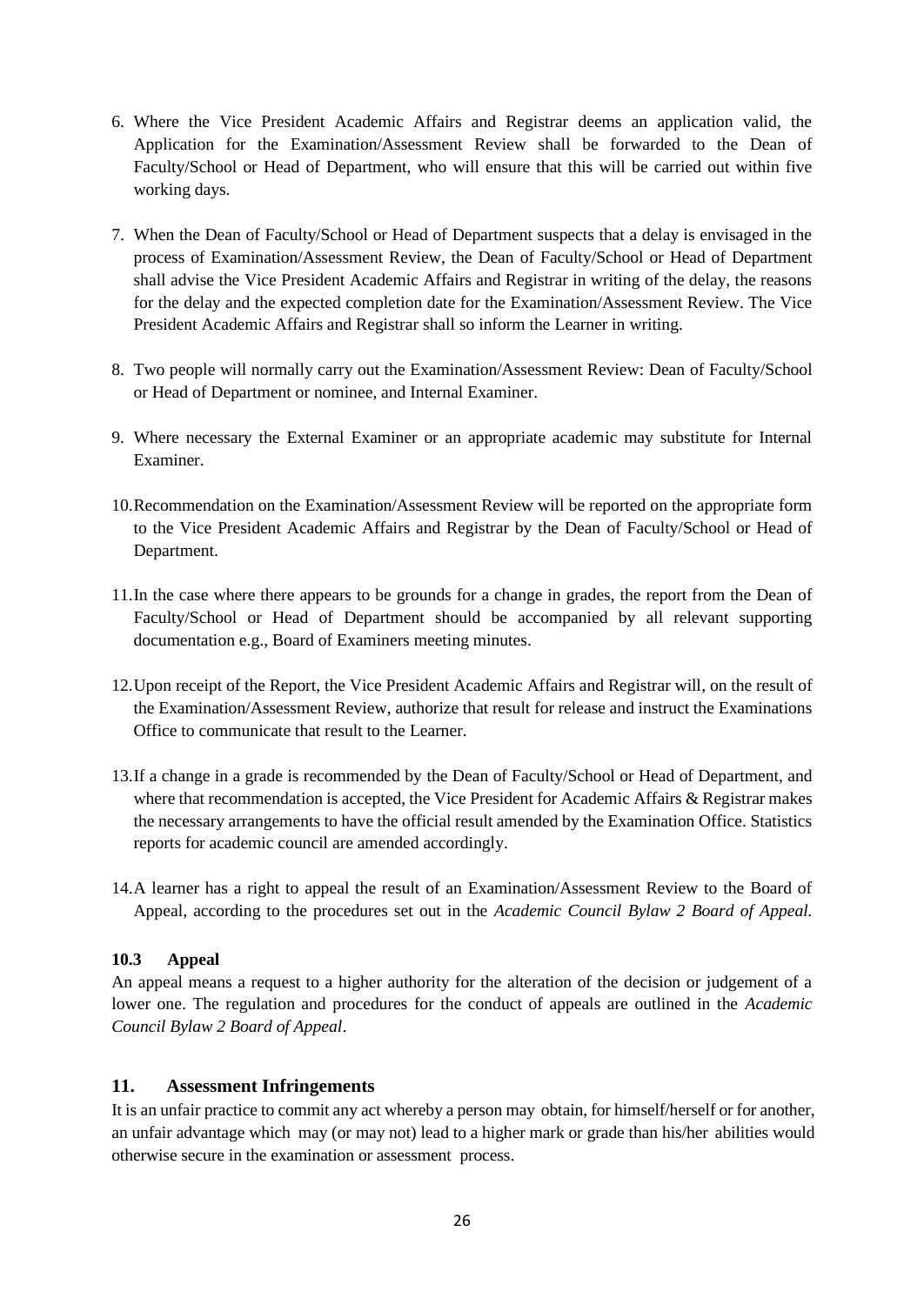6. Where the Vice President Academic Affairs and Registrar deems an application valid, the Application for the Examination/Assessment Review shall be forwarded to the Dean of Faculty/School or Head of Department, who will ensure that this will be carried out within five working days.

7. When the Dean of Faculty/School or Head of Department suspects that a delay is envisaged in the process of Examination/Assessment Review, the Dean of Faculty/School or Head of Department shall advise the Vice President Academic Affairs and Registrar in writing of the delay, the reasons for the delay and the expected completion date for the Examination/Assessment Review. The Vice President Academic Affairs and Registrar shall so inform the Learner in writing.

8. Two people will normally carry out the Examination/Assessment Review: Dean of Faculty/School or Head of Department or nominee, and Internal Examiner.

9. Where necessary the External Examiner or an appropriate academic may substitute for Internal Examiner.

10. Recommendation on the Examination/Assessment Review will be reported on the appropriate form to the Vice President Academic Affairs and Registrar by the Dean of Faculty/School or Head of Department.

11. In the case where there appears to be grounds for a change in grades, the report from the Dean of Faculty/School or Head of Department should be accompanied by all relevant supporting documentation e.g., Board of Examiners meeting minutes.

12. Upon receipt of the Report, the Vice President Academic Affairs and Registrar will, on the result of the Examination/Assessment Review, authorize that result for release and instruct the Examinations Office to communicate that result to the Learner.

13. If a change in a grade is recommended by the Dean of Faculty/School or Head of Department, and where that recommendation is accepted, the Vice President for Academic Affairs & Registrar makes the necessary arrangements to have the official result amended by the Examination Office. Statistics reports for academic council are amended accordingly.

14. A learner has a right to appeal the result of an Examination/Assessment Review to the Board of Appeal, according to the procedures set out in the *Academic Council Bylaw 2 Board of Appeal.*

### 10.3 Appeal

An appeal means a request to a higher authority for the alteration of the decision or judgement of a lower one. The regulation and procedures for the conduct of appeals are outlined in the *Academic Council Bylaw 2 Board of Appeal*.

## 11. Assessment Infringements

It is an unfair practice to commit any act whereby a person may obtain, for himself/herself or for another, an unfair advantage which may (or may not) lead to a higher mark or grade than his/her abilities would otherwise secure in the examination or assessment process.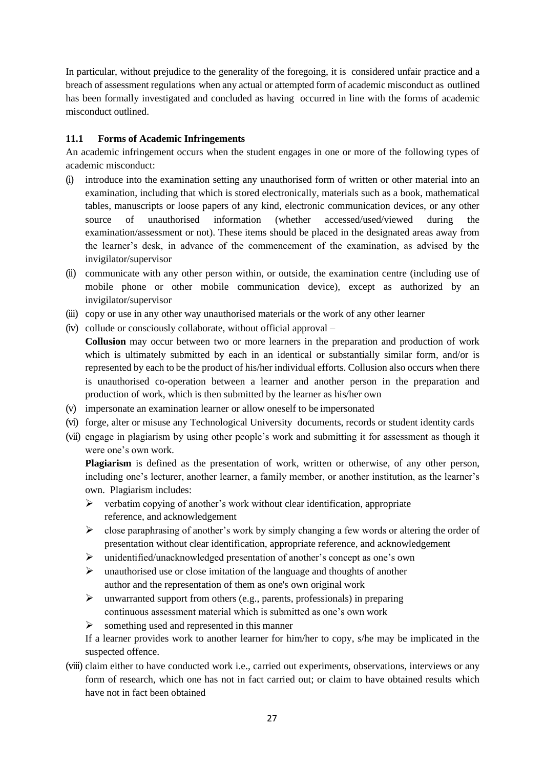In particular, without prejudice to the generality of the foregoing, it is considered unfair practice and a breach of assessment regulations when any actual or attempted form of academic misconduct as outlined has been formally investigated and concluded as having occurred in line with the forms of academic misconduct outlined.

### 11.1 Forms of Academic Infringements

An academic infringement occurs when the student engages in one or more of the following types of academic misconduct:

(i) introduce into the examination setting any unauthorised form of written or other material into an examination, including that which is stored electronically, materials such as a book, mathematical tables, manuscripts or loose papers of any kind, electronic communication devices, or any other source of unauthorised information (whether accessed/used/viewed during the examination/assessment or not). These items should be placed in the designated areas away from the learner's desk, in advance of the commencement of the examination, as advised by the invigilator/supervisor

(ii) communicate with any other person within, or outside, the examination centre (including use of mobile phone or other mobile communication device), except as authorized by an invigilator/supervisor

(iii) copy or use in any other way unauthorised materials or the work of any other learner

(iv) collude or consciously collaborate, without official approval –
**Collusion** may occur between two or more learners in the preparation and production of work which is ultimately submitted by each in an identical or substantially similar form, and/or is represented by each to be the product of his/her individual efforts. Collusion also occurs when there is unauthorised co-operation between a learner and another person in the preparation and production of work, which is then submitted by the learner as his/her own

(v) impersonate an examination learner or allow oneself to be impersonated

(vi) forge, alter or misuse any Technological University documents, records or student identity cards

(vii) engage in plagiarism by using other people's work and submitting it for assessment as though it were one's own work.
**Plagiarism** is defined as the presentation of work, written or otherwise, of any other person, including one's lecturer, another learner, a family member, or another institution, as the learner's own. Plagiarism includes:
- verbatim copying of another's work without clear identification, appropriate reference, and acknowledgement
- close paraphrasing of another's work by simply changing a few words or altering the order of presentation without clear identification, appropriate reference, and acknowledgement
- unidentified/unacknowledged presentation of another's concept as one's own
- unauthorised use or close imitation of the language and thoughts of another author and the representation of them as one's own original work
- unwarranted support from others (e.g., parents, professionals) in preparing continuous assessment material which is submitted as one's own work
- something used and represented in this manner

If a learner provides work to another learner for him/her to copy, s/he may be implicated in the suspected offence.

(viii) claim either to have conducted work i.e., carried out experiments, observations, interviews or any form of research, which one has not in fact carried out; or claim to have obtained results which have not in fact been obtained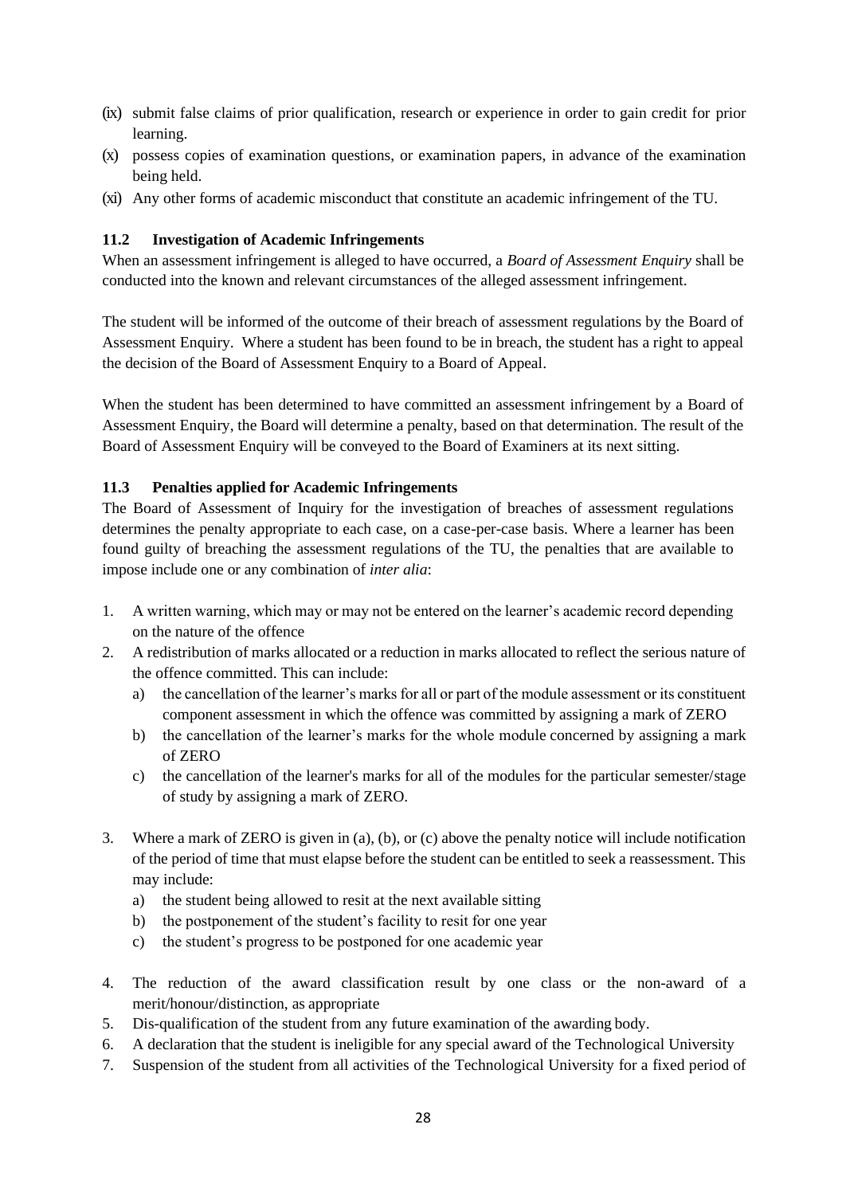(ix) submit false claims of prior qualification, research or experience in order to gain credit for prior learning.

(x) possess copies of examination questions, or examination papers, in advance of the examination being held.

(xi) Any other forms of academic misconduct that constitute an academic infringement of the TU.

### 11.2 Investigation of Academic Infringements

When an assessment infringement is alleged to have occurred, a *Board of Assessment Enquiry* shall be conducted into the known and relevant circumstances of the alleged assessment infringement.

The student will be informed of the outcome of their breach of assessment regulations by the Board of Assessment Enquiry. Where a student has been found to be in breach, the student has a right to appeal the decision of the Board of Assessment Enquiry to a Board of Appeal.

When the student has been determined to have committed an assessment infringement by a Board of Assessment Enquiry, the Board will determine a penalty, based on that determination. The result of the Board of Assessment Enquiry will be conveyed to the Board of Examiners at its next sitting.

### 11.3 Penalties applied for Academic Infringements

The Board of Assessment of Inquiry for the investigation of breaches of assessment regulations determines the penalty appropriate to each case, on a case-per-case basis. Where a learner has been found guilty of breaching the assessment regulations of the TU, the penalties that are available to impose include one or any combination of *inter alia*:

1. A written warning, which may or may not be entered on the learner's academic record depending on the nature of the offence
2. A redistribution of marks allocated or a reduction in marks allocated to reflect the serious nature of the offence committed. This can include:
   a) the cancellation of the learner's marks for all or part of the module assessment or its constituent component assessment in which the offence was committed by assigning a mark of ZERO
   b) the cancellation of the learner's marks for the whole module concerned by assigning a mark of ZERO
   c) the cancellation of the learner's marks for all of the modules for the particular semester/stage of study by assigning a mark of ZERO.
3. Where a mark of ZERO is given in (a), (b), or (c) above the penalty notice will include notification of the period of time that must elapse before the student can be entitled to seek a reassessment. This may include:
   a) the student being allowed to resit at the next available sitting
   b) the postponement of the student's facility to resit for one year
   c) the student's progress to be postponed for one academic year
4. The reduction of the award classification result by one class or the non-award of a merit/honour/distinction, as appropriate
5. Dis-qualification of the student from any future examination of the awarding body.
6. A declaration that the student is ineligible for any special award of the Technological University
7. Suspension of the student from all activities of the Technological University for a fixed period of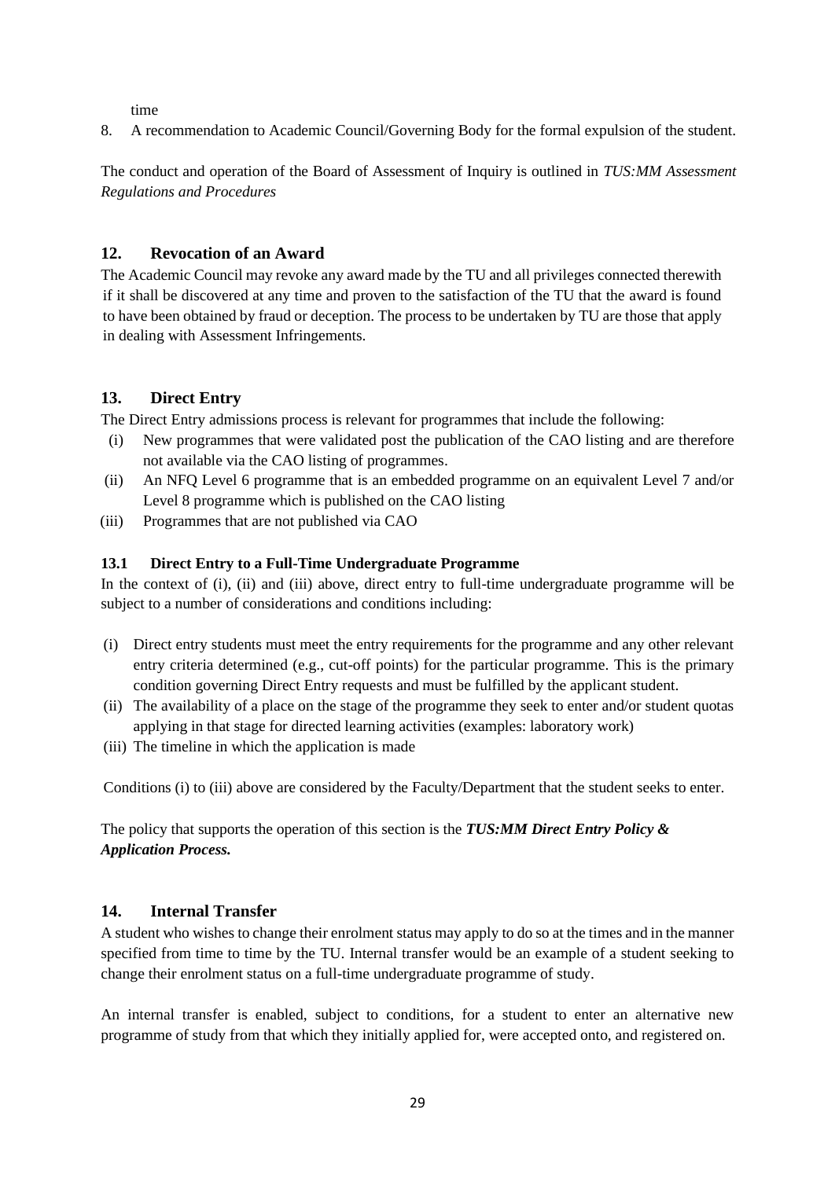time

8. A recommendation to Academic Council/Governing Body for the formal expulsion of the student.

The conduct and operation of the Board of Assessment of Inquiry is outlined in *TUS:MM Assessment Regulations and Procedures*

## 12. Revocation of an Award

The Academic Council may revoke any award made by the TU and all privileges connected therewith if it shall be discovered at any time and proven to the satisfaction of the TU that the award is found to have been obtained by fraud or deception. The process to be undertaken by TU are those that apply in dealing with Assessment Infringements.

## 13. Direct Entry

The Direct Entry admissions process is relevant for programmes that include the following:

- (i) New programmes that were validated post the publication of the CAO listing and are therefore not available via the CAO listing of programmes.
- (ii) An NFQ Level 6 programme that is an embedded programme on an equivalent Level 7 and/or Level 8 programme which is published on the CAO listing
- (iii) Programmes that are not published via CAO

### 13.1 Direct Entry to a Full-Time Undergraduate Programme

In the context of (i), (ii) and (iii) above, direct entry to full-time undergraduate programme will be subject to a number of considerations and conditions including:

- (i) Direct entry students must meet the entry requirements for the programme and any other relevant entry criteria determined (e.g., cut-off points) for the particular programme. This is the primary condition governing Direct Entry requests and must be fulfilled by the applicant student.
- (ii) The availability of a place on the stage of the programme they seek to enter and/or student quotas applying in that stage for directed learning activities (examples: laboratory work)
- (iii) The timeline in which the application is made

Conditions (i) to (iii) above are considered by the Faculty/Department that the student seeks to enter.

The policy that supports the operation of this section is the ***TUS:MM Direct Entry Policy & Application Process.***

## 14. Internal Transfer

A student who wishes to change their enrolment status may apply to do so at the times and in the manner specified from time to time by the TU. Internal transfer would be an example of a student seeking to change their enrolment status on a full-time undergraduate programme of study.

An internal transfer is enabled, subject to conditions, for a student to enter an alternative new programme of study from that which they initially applied for, were accepted onto, and registered on.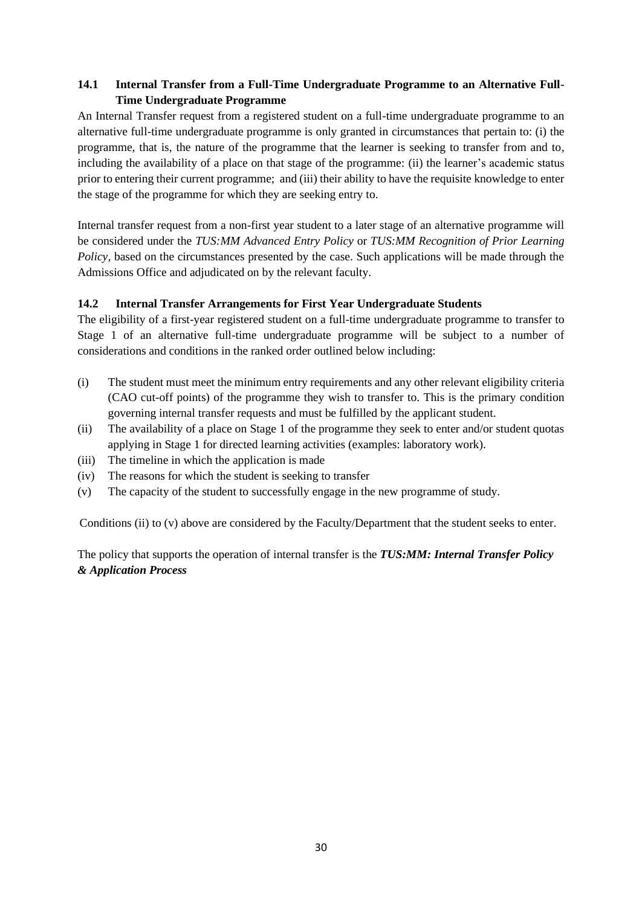### 14.1 Internal Transfer from a Full-Time Undergraduate Programme to an Alternative Full-Time Undergraduate Programme

An Internal Transfer request from a registered student on a full-time undergraduate programme to an alternative full-time undergraduate programme is only granted in circumstances that pertain to: (i) the programme, that is, the nature of the programme that the learner is seeking to transfer from and to, including the availability of a place on that stage of the programme: (ii) the learner's academic status prior to entering their current programme; and (iii) their ability to have the requisite knowledge to enter the stage of the programme for which they are seeking entry to.

Internal transfer request from a non-first year student to a later stage of an alternative programme will be considered under the *TUS:MM Advanced Entry Policy* or *TUS:MM Recognition of Prior Learning Policy*, based on the circumstances presented by the case. Such applications will be made through the Admissions Office and adjudicated on by the relevant faculty.

### 14.2 Internal Transfer Arrangements for First Year Undergraduate Students

The eligibility of a first-year registered student on a full-time undergraduate programme to transfer to Stage 1 of an alternative full-time undergraduate programme will be subject to a number of considerations and conditions in the ranked order outlined below including:

(i) The student must meet the minimum entry requirements and any other relevant eligibility criteria (CAO cut-off points) of the programme they wish to transfer to. This is the primary condition governing internal transfer requests and must be fulfilled by the applicant student.
(ii) The availability of a place on Stage 1 of the programme they seek to enter and/or student quotas applying in Stage 1 for directed learning activities (examples: laboratory work).
(iii) The timeline in which the application is made
(iv) The reasons for which the student is seeking to transfer
(v) The capacity of the student to successfully engage in the new programme of study.

Conditions (ii) to (v) above are considered by the Faculty/Department that the student seeks to enter.

The policy that supports the operation of internal transfer is the ***TUS:MM: Internal Transfer Policy & Application Process***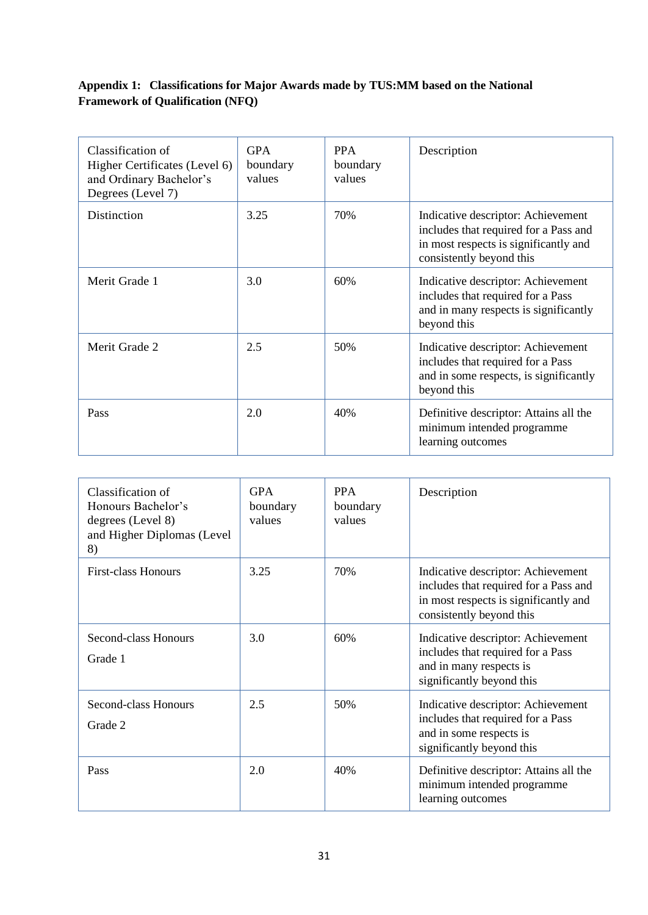**Appendix 1: Classifications for Major Awards made by TUS:MM based on the National Framework of Qualification (NFQ)**

| Classification of Higher Certificates (Level 6) and Ordinary Bachelor's Degrees (Level 7) | GPA boundary values | PPA boundary values | Description |
|---|---|---|---|
| Distinction | 3.25 | 70% | Indicative descriptor: Achievement includes that required for a Pass and in most respects is significantly and consistently beyond this |
| Merit Grade 1 | 3.0 | 60% | Indicative descriptor: Achievement includes that required for a Pass and in many respects is significantly beyond this |
| Merit Grade 2 | 2.5 | 50% | Indicative descriptor: Achievement includes that required for a Pass and in some respects, is significantly beyond this |
| Pass | 2.0 | 40% | Definitive descriptor: Attains all the minimum intended programme learning outcomes |

| Classification of Honours Bachelor's degrees (Level 8) and Higher Diplomas (Level 8) | GPA boundary values | PPA boundary values | Description |
|---|---|---|---|
| First-class Honours | 3.25 | 70% | Indicative descriptor: Achievement includes that required for a Pass and in most respects is significantly and consistently beyond this |
| Second-class Honours Grade 1 | 3.0 | 60% | Indicative descriptor: Achievement includes that required for a Pass and in many respects is significantly beyond this |
| Second-class Honours Grade 2 | 2.5 | 50% | Indicative descriptor: Achievement includes that required for a Pass and in some respects is significantly beyond this |
| Pass | 2.0 | 40% | Definitive descriptor: Attains all the minimum intended programme learning outcomes |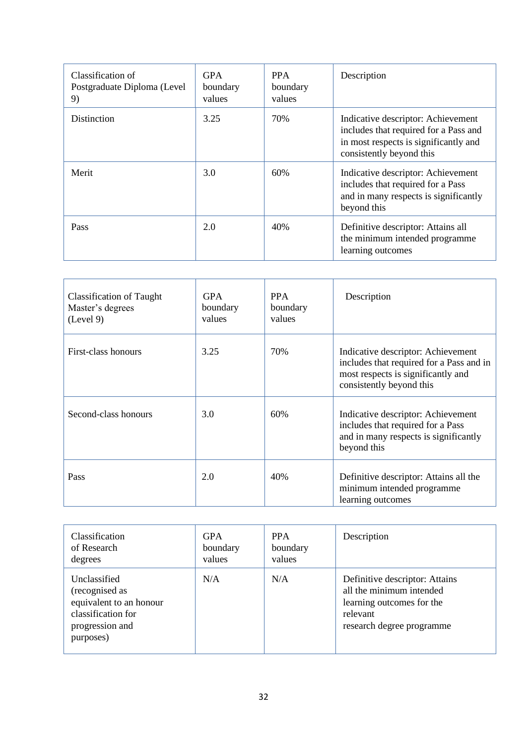| Classification of Postgraduate Diploma (Level 9) | GPA boundary values | PPA boundary values | Description |
| --- | --- | --- | --- |
| Distinction | 3.25 | 70% | Indicative descriptor: Achievement includes that required for a Pass and in most respects is significantly and consistently beyond this |
| Merit | 3.0 | 60% | Indicative descriptor: Achievement includes that required for a Pass and in many respects is significantly beyond this |
| Pass | 2.0 | 40% | Definitive descriptor: Attains all the minimum intended programme learning outcomes |

| Classification of Taught Master's degrees (Level 9) | GPA boundary values | PPA boundary values | Description |
| --- | --- | --- | --- |
| First-class honours | 3.25 | 70% | Indicative descriptor: Achievement includes that required for a Pass and in most respects is significantly and consistently beyond this |
| Second-class honours | 3.0 | 60% | Indicative descriptor: Achievement includes that required for a Pass and in many respects is significantly beyond this |
| Pass | 2.0 | 40% | Definitive descriptor: Attains all the minimum intended programme learning outcomes |

| Classification of Research degrees | GPA boundary values | PPA boundary values | Description |
| --- | --- | --- | --- |
| Unclassified (recognised as equivalent to an honour classification for progression and purposes) | N/A | N/A | Definitive descriptor: Attains all the minimum intended learning outcomes for the relevant research degree programme |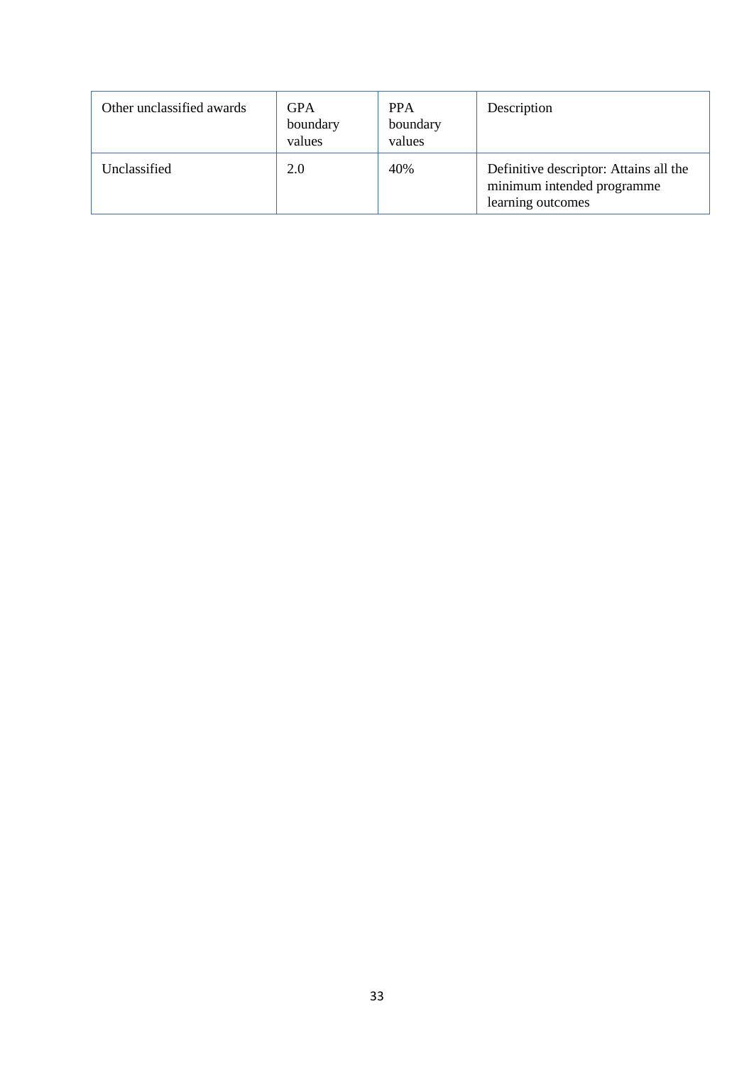| Other unclassified awards | GPA boundary values | PPA boundary values | Description |
|---|---|---|---|
| Unclassified | 2.0 | 40% | Definitive descriptor: Attains all the minimum intended programme learning outcomes |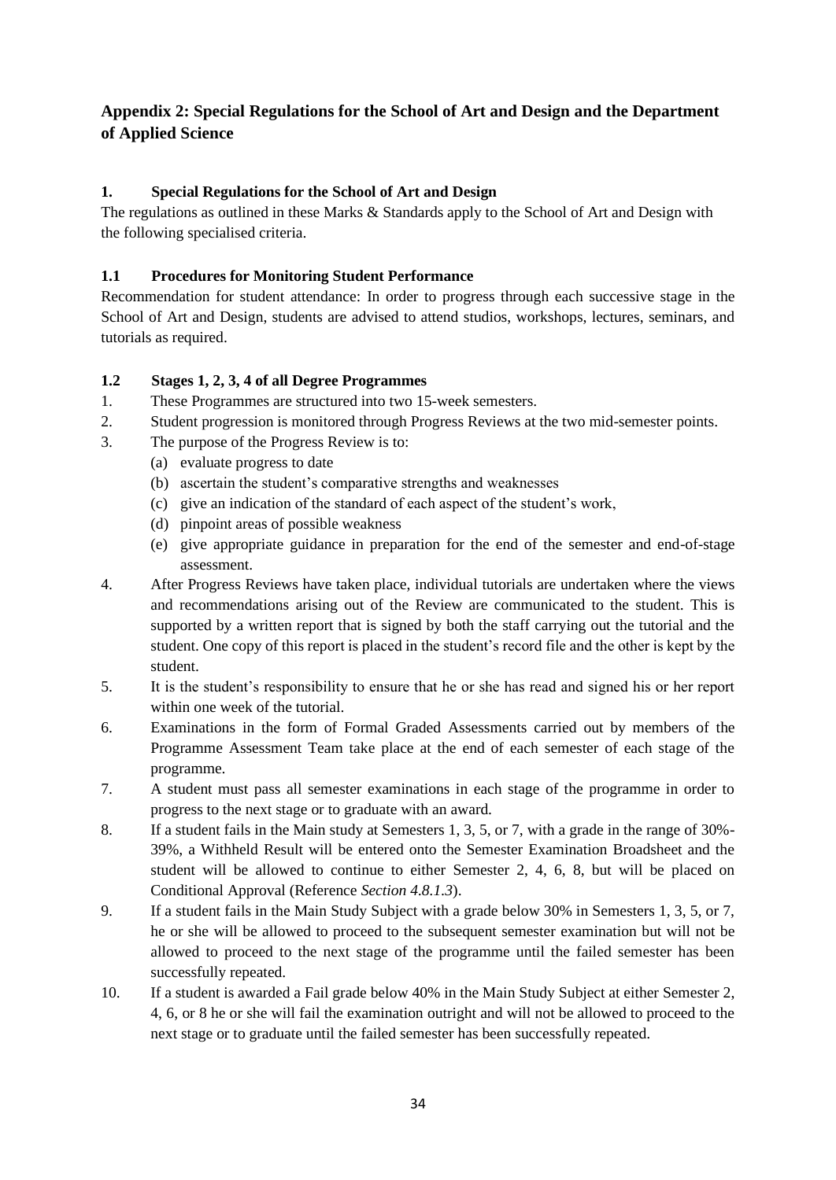## Appendix 2: Special Regulations for the School of Art and Design and the Department of Applied Science

### 1. Special Regulations for the School of Art and Design

The regulations as outlined in these Marks & Standards apply to the School of Art and Design with the following specialised criteria.

#### 1.1 Procedures for Monitoring Student Performance

Recommendation for student attendance: In order to progress through each successive stage in the School of Art and Design, students are advised to attend studios, workshops, lectures, seminars, and tutorials as required.

#### 1.2 Stages 1, 2, 3, 4 of all Degree Programmes

1. These Programmes are structured into two 15-week semesters.
2. Student progression is monitored through Progress Reviews at the two mid-semester points.
3. The purpose of the Progress Review is to:
   - (a) evaluate progress to date
   - (b) ascertain the student's comparative strengths and weaknesses
   - (c) give an indication of the standard of each aspect of the student's work,
   - (d) pinpoint areas of possible weakness
   - (e) give appropriate guidance in preparation for the end of the semester and end-of-stage assessment.
4. After Progress Reviews have taken place, individual tutorials are undertaken where the views and recommendations arising out of the Review are communicated to the student. This is supported by a written report that is signed by both the staff carrying out the tutorial and the student. One copy of this report is placed in the student's record file and the other is kept by the student.
5. It is the student's responsibility to ensure that he or she has read and signed his or her report within one week of the tutorial.
6. Examinations in the form of Formal Graded Assessments carried out by members of the Programme Assessment Team take place at the end of each semester of each stage of the programme.
7. A student must pass all semester examinations in each stage of the programme in order to progress to the next stage or to graduate with an award.
8. If a student fails in the Main study at Semesters 1, 3, 5, or 7, with a grade in the range of 30%-39%, a Withheld Result will be entered onto the Semester Examination Broadsheet and the student will be allowed to continue to either Semester 2, 4, 6, 8, but will be placed on Conditional Approval (Reference *Section 4.8.1.3*).
9. If a student fails in the Main Study Subject with a grade below 30% in Semesters 1, 3, 5, or 7, he or she will be allowed to proceed to the subsequent semester examination but will not be allowed to proceed to the next stage of the programme until the failed semester has been successfully repeated.
10. If a student is awarded a Fail grade below 40% in the Main Study Subject at either Semester 2, 4, 6, or 8 he or she will fail the examination outright and will not be allowed to proceed to the next stage or to graduate until the failed semester has been successfully repeated.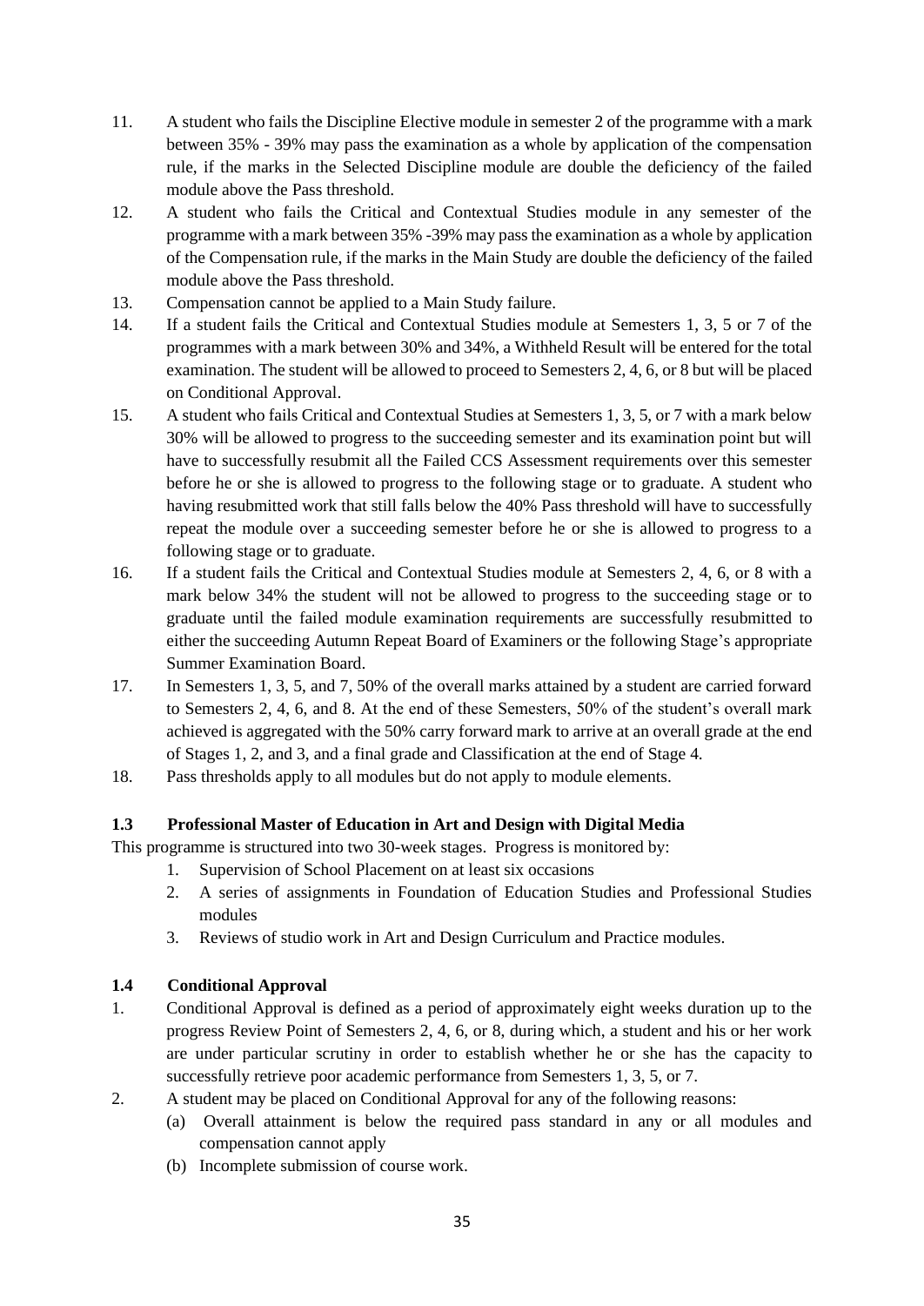11. A student who fails the Discipline Elective module in semester 2 of the programme with a mark between 35% - 39% may pass the examination as a whole by application of the compensation rule, if the marks in the Selected Discipline module are double the deficiency of the failed module above the Pass threshold.
12. A student who fails the Critical and Contextual Studies module in any semester of the programme with a mark between 35% -39% may pass the examination as a whole by application of the Compensation rule, if the marks in the Main Study are double the deficiency of the failed module above the Pass threshold.
13. Compensation cannot be applied to a Main Study failure.
14. If a student fails the Critical and Contextual Studies module at Semesters 1, 3, 5 or 7 of the programmes with a mark between 30% and 34%, a Withheld Result will be entered for the total examination. The student will be allowed to proceed to Semesters 2, 4, 6, or 8 but will be placed on Conditional Approval.
15. A student who fails Critical and Contextual Studies at Semesters 1, 3, 5, or 7 with a mark below 30% will be allowed to progress to the succeeding semester and its examination point but will have to successfully resubmit all the Failed CCS Assessment requirements over this semester before he or she is allowed to progress to the following stage or to graduate. A student who having resubmitted work that still falls below the 40% Pass threshold will have to successfully repeat the module over a succeeding semester before he or she is allowed to progress to a following stage or to graduate.
16. If a student fails the Critical and Contextual Studies module at Semesters 2, 4, 6, or 8 with a mark below 34% the student will not be allowed to progress to the succeeding stage or to graduate until the failed module examination requirements are successfully resubmitted to either the succeeding Autumn Repeat Board of Examiners or the following Stage's appropriate Summer Examination Board.
17. In Semesters 1, 3, 5, and 7, 50% of the overall marks attained by a student are carried forward to Semesters 2, 4, 6, and 8. At the end of these Semesters, 50% of the student's overall mark achieved is aggregated with the 50% carry forward mark to arrive at an overall grade at the end of Stages 1, 2, and 3, and a final grade and Classification at the end of Stage 4.
18. Pass thresholds apply to all modules but do not apply to module elements.

### 1.3 Professional Master of Education in Art and Design with Digital Media

This programme is structured into two 30-week stages. Progress is monitored by:

1. Supervision of School Placement on at least six occasions
2. A series of assignments in Foundation of Education Studies and Professional Studies modules
3. Reviews of studio work in Art and Design Curriculum and Practice modules.

### 1.4 Conditional Approval

1. Conditional Approval is defined as a period of approximately eight weeks duration up to the progress Review Point of Semesters 2, 4, 6, or 8, during which, a student and his or her work are under particular scrutiny in order to establish whether he or she has the capacity to successfully retrieve poor academic performance from Semesters 1, 3, 5, or 7.
2. A student may be placed on Conditional Approval for any of the following reasons:
   (a) Overall attainment is below the required pass standard in any or all modules and compensation cannot apply
   (b) Incomplete submission of course work.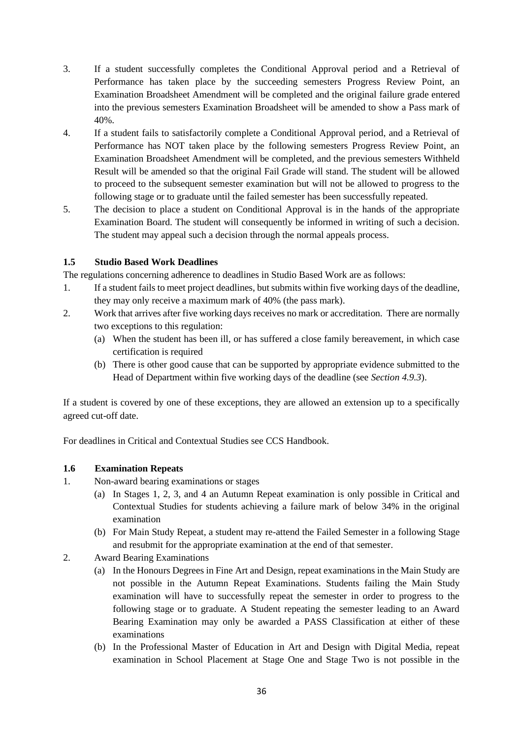3. If a student successfully completes the Conditional Approval period and a Retrieval of Performance has taken place by the succeeding semesters Progress Review Point, an Examination Broadsheet Amendment will be completed and the original failure grade entered into the previous semesters Examination Broadsheet will be amended to show a Pass mark of 40%.
4. If a student fails to satisfactorily complete a Conditional Approval period, and a Retrieval of Performance has NOT taken place by the following semesters Progress Review Point, an Examination Broadsheet Amendment will be completed, and the previous semesters Withheld Result will be amended so that the original Fail Grade will stand. The student will be allowed to proceed to the subsequent semester examination but will not be allowed to progress to the following stage or to graduate until the failed semester has been successfully repeated.
5. The decision to place a student on Conditional Approval is in the hands of the appropriate Examination Board. The student will consequently be informed in writing of such a decision. The student may appeal such a decision through the normal appeals process.

### 1.5 Studio Based Work Deadlines

The regulations concerning adherence to deadlines in Studio Based Work are as follows:

1. If a student fails to meet project deadlines, but submits within five working days of the deadline, they may only receive a maximum mark of 40% (the pass mark).
2. Work that arrives after five working days receives no mark or accreditation. There are normally two exceptions to this regulation:
   (a) When the student has been ill, or has suffered a close family bereavement, in which case certification is required
   (b) There is other good cause that can be supported by appropriate evidence submitted to the Head of Department within five working days of the deadline (see *Section 4.9.3*).

If a student is covered by one of these exceptions, they are allowed an extension up to a specifically agreed cut-off date.

For deadlines in Critical and Contextual Studies see CCS Handbook.

### 1.6 Examination Repeats

1. Non-award bearing examinations or stages
   (a) In Stages 1, 2, 3, and 4 an Autumn Repeat examination is only possible in Critical and Contextual Studies for students achieving a failure mark of below 34% in the original examination
   (b) For Main Study Repeat, a student may re-attend the Failed Semester in a following Stage and resubmit for the appropriate examination at the end of that semester.
2. Award Bearing Examinations
   (a) In the Honours Degrees in Fine Art and Design, repeat examinations in the Main Study are not possible in the Autumn Repeat Examinations. Students failing the Main Study examination will have to successfully repeat the semester in order to progress to the following stage or to graduate. A Student repeating the semester leading to an Award Bearing Examination may only be awarded a PASS Classification at either of these examinations
   (b) In the Professional Master of Education in Art and Design with Digital Media, repeat examination in School Placement at Stage One and Stage Two is not possible in the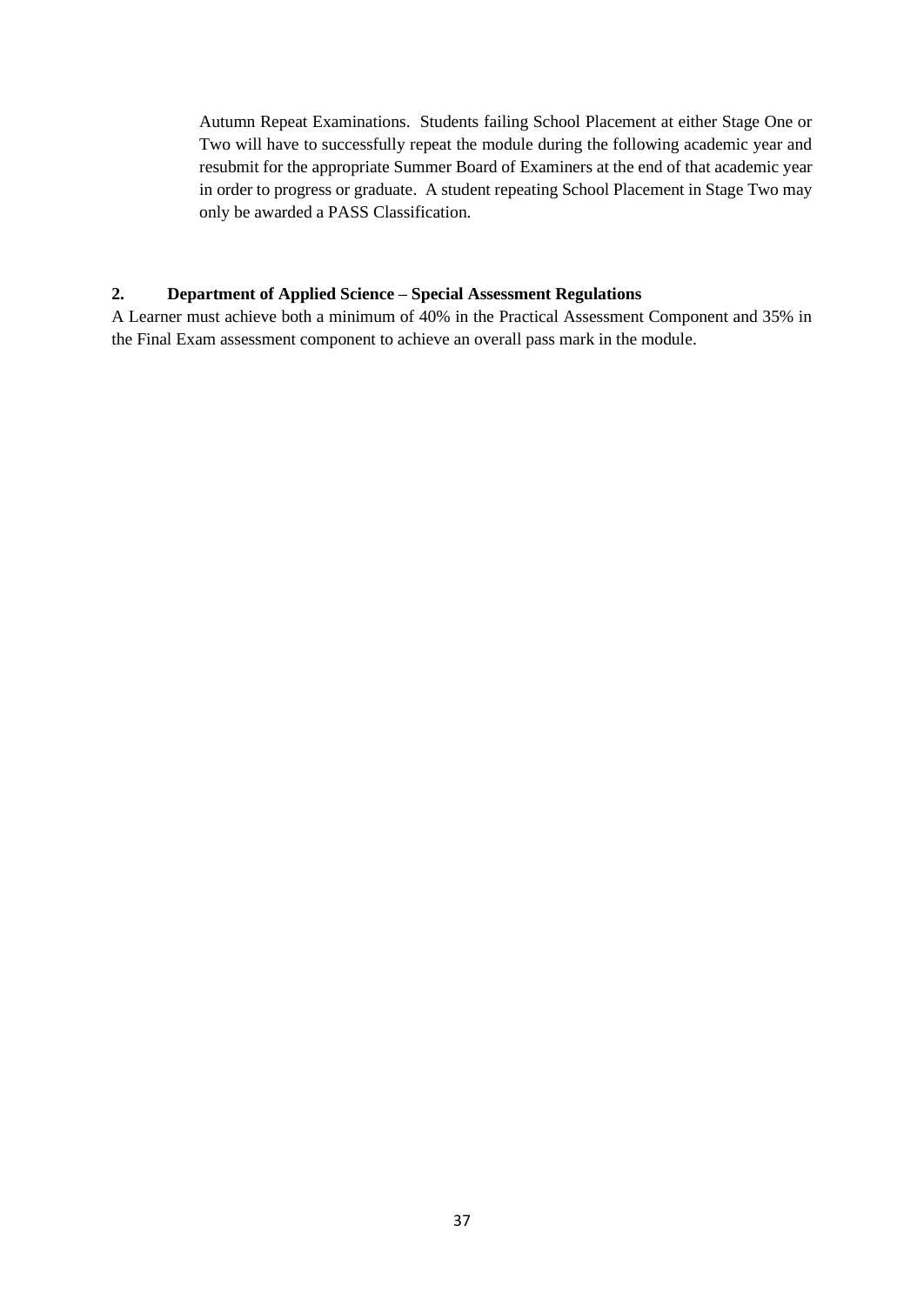Autumn Repeat Examinations. Students failing School Placement at either Stage One or Two will have to successfully repeat the module during the following academic year and resubmit for the appropriate Summer Board of Examiners at the end of that academic year in order to progress or graduate. A student repeating School Placement in Stage Two may only be awarded a PASS Classification.

## 2. Department of Applied Science – Special Assessment Regulations

A Learner must achieve both a minimum of 40% in the Practical Assessment Component and 35% in the Final Exam assessment component to achieve an overall pass mark in the module.